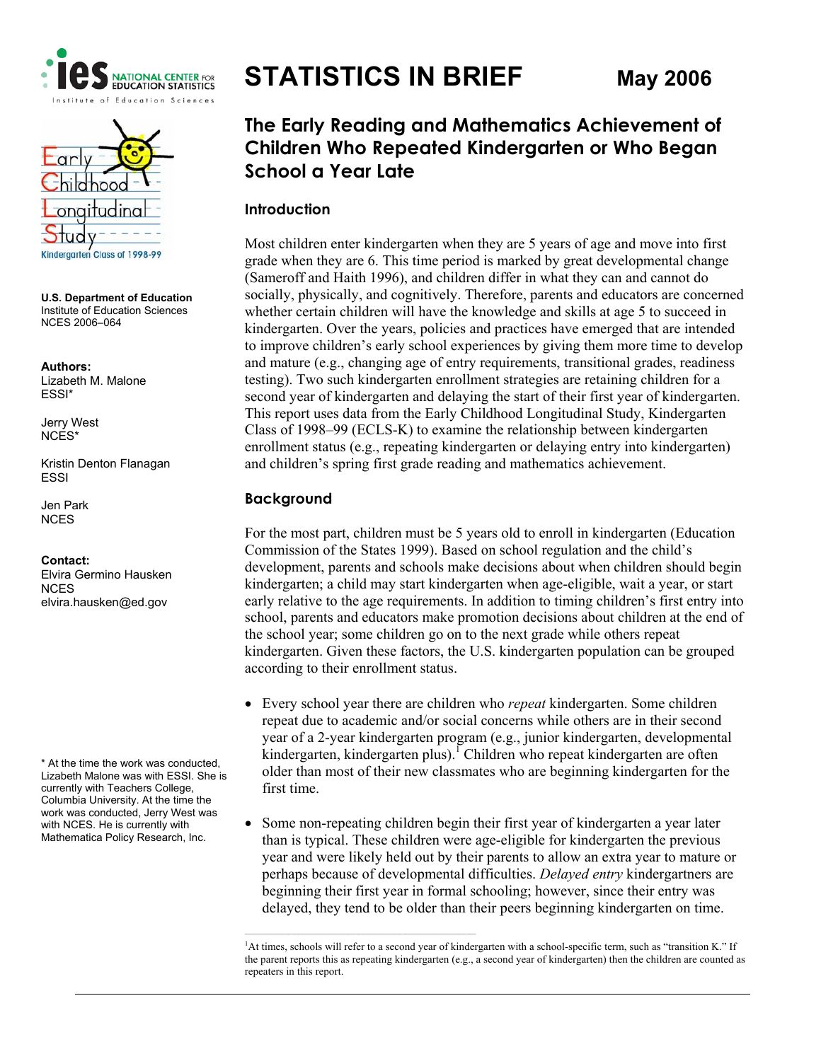# STATISTICS IN BRIEF

May 2006

Early Childhood Longitudinal Study

Kindergarten Class of 1998-99

**U.S. Department of Education**
Institute of Education Sciences
NCES 2006–064

**Authors:**
Lizabeth M. Malone
ESSI*

Jerry West
NCES*

Kristin Denton Flanagan
ESSI

Jen Park
NCES

**Contact:**
Elvira Germino Hausken
NCES
elvira.hausken@ed.gov

\* At the time the work was conducted, Lizabeth Malone was with ESSI. She is currently with Teachers College, Columbia University. At the time the work was conducted, Jerry West was with NCES. He is currently with Mathematica Policy Research, Inc.

## The Early Reading and Mathematics Achievement of Children Who Repeated Kindergarten or Who Began School a Year Late

### Introduction

Most children enter kindergarten when they are 5 years of age and move into first grade when they are 6. This time period is marked by great developmental change (Sameroff and Haith 1996), and children differ in what they can and cannot do socially, physically, and cognitively. Therefore, parents and educators are concerned whether certain children will have the knowledge and skills at age 5 to succeed in kindergarten. Over the years, policies and practices have emerged that are intended to improve children's early school experiences by giving them more time to develop and mature (e.g., changing age of entry requirements, transitional grades, readiness testing). Two such kindergarten enrollment strategies are retaining children for a second year of kindergarten and delaying the start of their first year of kindergarten. This report uses data from the Early Childhood Longitudinal Study, Kindergarten Class of 1998–99 (ECLS-K) to examine the relationship between kindergarten enrollment status (e.g., repeating kindergarten or delaying entry into kindergarten) and children's spring first grade reading and mathematics achievement.

### Background

For the most part, children must be 5 years old to enroll in kindergarten (Education Commission of the States 1999). Based on school regulation and the child's development, parents and schools make decisions about when children should begin kindergarten; a child may start kindergarten when age-eligible, wait a year, or start early relative to the age requirements. In addition to timing children's first entry into school, parents and educators make promotion decisions about children at the end of the school year; some children go on to the next grade while others repeat kindergarten. Given these factors, the U.S. kindergarten population can be grouped according to their enrollment status.

- Every school year there are children who *repeat* kindergarten. Some children repeat due to academic and/or social concerns while others are in their second year of a 2-year kindergarten program (e.g., junior kindergarten, developmental kindergarten, kindergarten plus).[1] Children who repeat kindergarten are often older than most of their new classmates who are beginning kindergarten for the first time.

- Some non-repeating children begin their first year of kindergarten a year later than is typical. These children were age-eligible for kindergarten the previous year and were likely held out by their parents to allow an extra year to mature or perhaps because of developmental difficulties. *Delayed entry* kindergartners are beginning their first year in formal schooling; however, since their entry was delayed, they tend to be older than their peers beginning kindergarten on time.

[1] At times, schools will refer to a second year of kindergarten with a school-specific term, such as "transition K." If the parent reports this as repeating kindergarten (e.g., a second year of kindergarten) then the children are counted as repeaters in this report.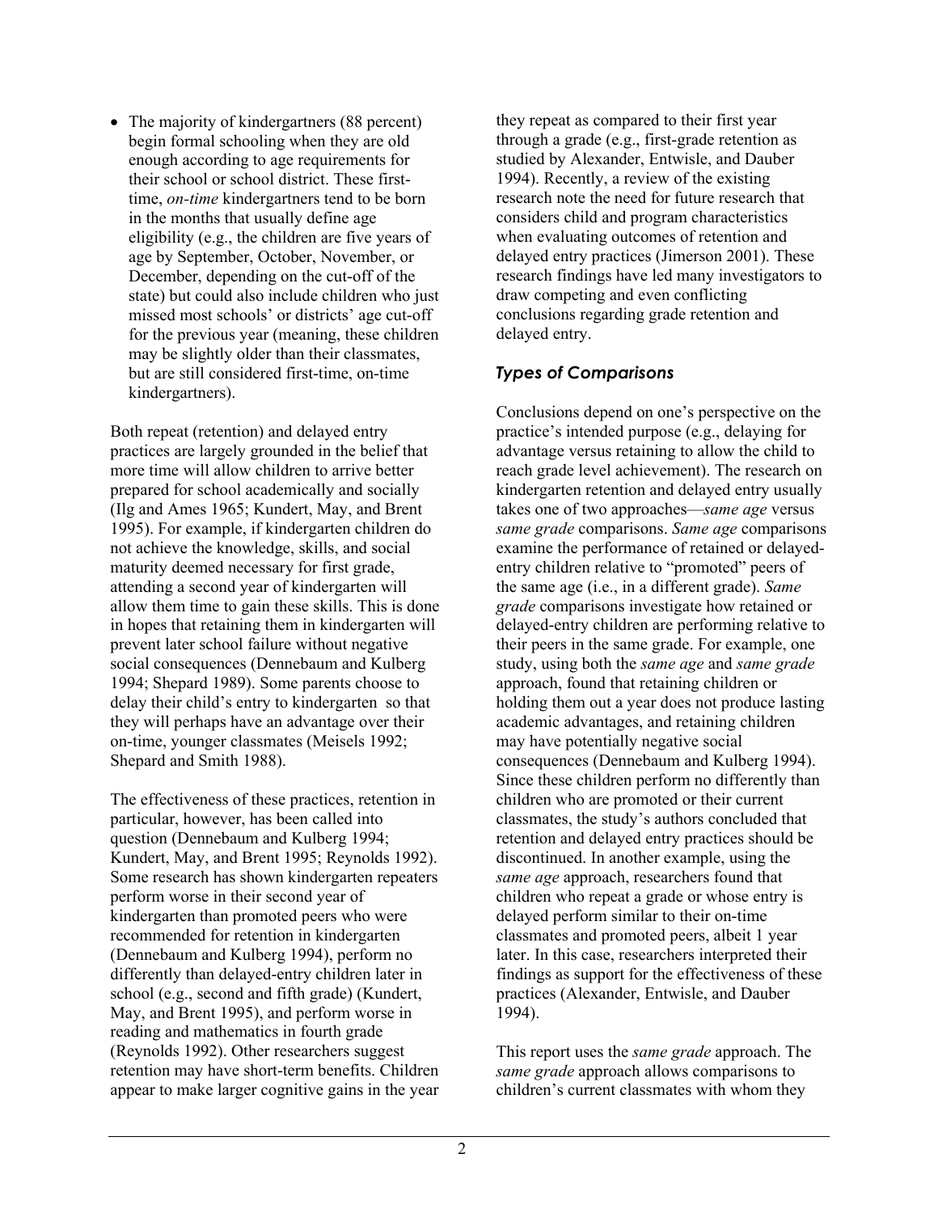- The majority of kindergartners (88 percent) begin formal schooling when they are old enough according to age requirements for their school or school district. These first-time, *on-time* kindergartners tend to be born in the months that usually define age eligibility (e.g., the children are five years of age by September, October, November, or December, depending on the cut-off of the state) but could also include children who just missed most schools' or districts' age cut-off for the previous year (meaning, these children may be slightly older than their classmates, but are still considered first-time, on-time kindergartners).

Both repeat (retention) and delayed entry practices are largely grounded in the belief that more time will allow children to arrive better prepared for school academically and socially (Ilg and Ames 1965; Kundert, May, and Brent 1995). For example, if kindergarten children do not achieve the knowledge, skills, and social maturity deemed necessary for first grade, attending a second year of kindergarten will allow them time to gain these skills. This is done in hopes that retaining them in kindergarten will prevent later school failure without negative social consequences (Dennebaum and Kulberg 1994; Shepard 1989). Some parents choose to delay their child's entry to kindergarten so that they will perhaps have an advantage over their on-time, younger classmates (Meisels 1992; Shepard and Smith 1988).

The effectiveness of these practices, retention in particular, however, has been called into question (Dennebaum and Kulberg 1994; Kundert, May, and Brent 1995; Reynolds 1992). Some research has shown kindergarten repeaters perform worse in their second year of kindergarten than promoted peers who were recommended for retention in kindergarten (Dennebaum and Kulberg 1994), perform no differently than delayed-entry children later in school (e.g., second and fifth grade) (Kundert, May, and Brent 1995), and perform worse in reading and mathematics in fourth grade (Reynolds 1992). Other researchers suggest retention may have short-term benefits. Children appear to make larger cognitive gains in the year they repeat as compared to their first year through a grade (e.g., first-grade retention as studied by Alexander, Entwisle, and Dauber 1994). Recently, a review of the existing research note the need for future research that considers child and program characteristics when evaluating outcomes of retention and delayed entry practices (Jimerson 2001). These research findings have led many investigators to draw competing and even conflicting conclusions regarding grade retention and delayed entry.

### *Types of Comparisons*

Conclusions depend on one's perspective on the practice's intended purpose (e.g., delaying for advantage versus retaining to allow the child to reach grade level achievement). The research on kindergarten retention and delayed entry usually takes one of two approaches—*same age* versus *same grade* comparisons. *Same age* comparisons examine the performance of retained or delayed-entry children relative to "promoted" peers of the same age (i.e., in a different grade). *Same grade* comparisons investigate how retained or delayed-entry children are performing relative to their peers in the same grade. For example, one study, using both the *same age* and *same grade* approach, found that retaining children or holding them out a year does not produce lasting academic advantages, and retaining children may have potentially negative social consequences (Dennebaum and Kulberg 1994). Since these children perform no differently than children who are promoted or their current classmates, the study's authors concluded that retention and delayed entry practices should be discontinued. In another example, using the *same age* approach, researchers found that children who repeat a grade or whose entry is delayed perform similar to their on-time classmates and promoted peers, albeit 1 year later. In this case, researchers interpreted their findings as support for the effectiveness of these practices (Alexander, Entwisle, and Dauber 1994).

This report uses the *same grade* approach. The *same grade* approach allows comparisons to children's current classmates with whom they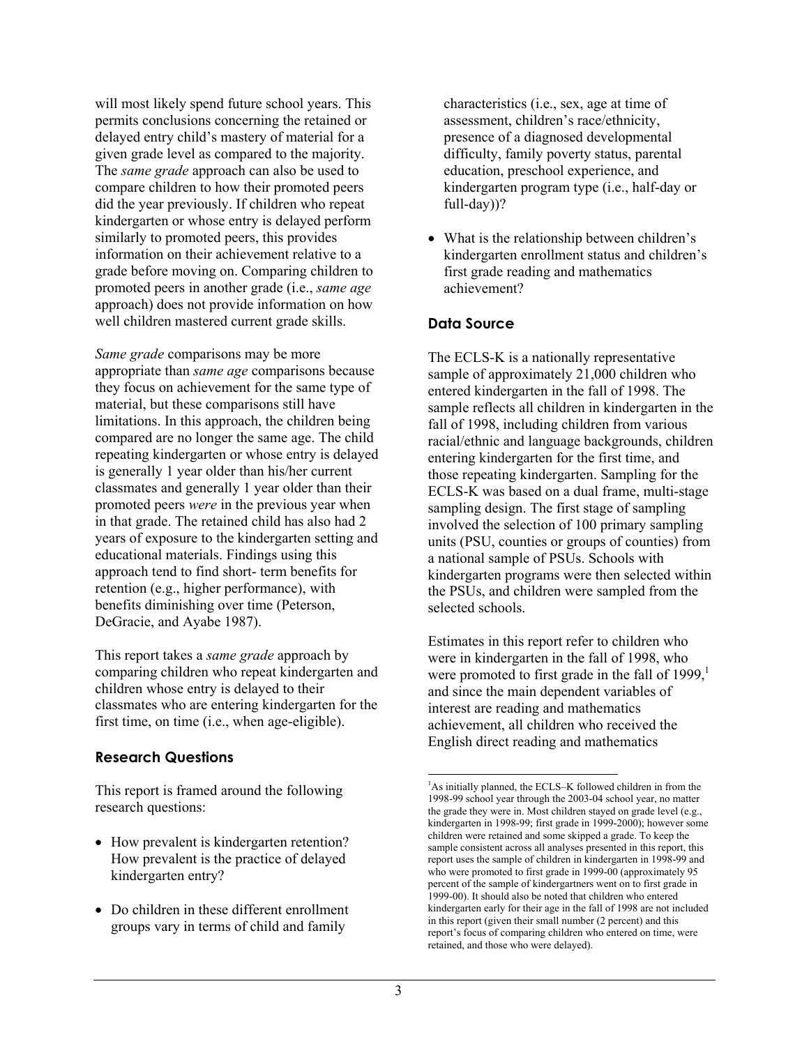will most likely spend future school years. This permits conclusions concerning the retained or delayed entry child's mastery of material for a given grade level as compared to the majority. The *same grade* approach can also be used to compare children to how their promoted peers did the year previously. If children who repeat kindergarten or whose entry is delayed perform similarly to promoted peers, this provides information on their achievement relative to a grade before moving on. Comparing children to promoted peers in another grade (i.e., *same age* approach) does not provide information on how well children mastered current grade skills.

*Same grade* comparisons may be more appropriate than *same age* comparisons because they focus on achievement for the same type of material, but these comparisons still have limitations. In this approach, the children being compared are no longer the same age. The child repeating kindergarten or whose entry is delayed is generally 1 year older than his/her current classmates and generally 1 year older than their promoted peers *were* in the previous year when in that grade. The retained child has also had 2 years of exposure to the kindergarten setting and educational materials. Findings using this approach tend to find short- term benefits for retention (e.g., higher performance), with benefits diminishing over time (Peterson, DeGracie, and Ayabe 1987).

This report takes a *same grade* approach by comparing children who repeat kindergarten and children whose entry is delayed to their classmates who are entering kindergarten for the first time, on time (i.e., when age-eligible).

## Research Questions

This report is framed around the following research questions:

- How prevalent is kindergarten retention? How prevalent is the practice of delayed kindergarten entry?
- Do children in these different enrollment groups vary in terms of child and family characteristics (i.e., sex, age at time of assessment, children's race/ethnicity, presence of a diagnosed developmental difficulty, family poverty status, parental education, preschool experience, and kindergarten program type (i.e., half-day or full-day))?
- What is the relationship between children's kindergarten enrollment status and children's first grade reading and mathematics achievement?

## Data Source

The ECLS-K is a nationally representative sample of approximately 21,000 children who entered kindergarten in the fall of 1998. The sample reflects all children in kindergarten in the fall of 1998, including children from various racial/ethnic and language backgrounds, children entering kindergarten for the first time, and those repeating kindergarten. Sampling for the ECLS-K was based on a dual frame, multi-stage sampling design. The first stage of sampling involved the selection of 100 primary sampling units (PSU, counties or groups of counties) from a national sample of PSUs. Schools with kindergarten programs were then selected within the PSUs, and children were sampled from the selected schools.

Estimates in this report refer to children who were in kindergarten in the fall of 1998, who were promoted to first grade in the fall of 1999,[1] and since the main dependent variables of interest are reading and mathematics achievement, all children who received the English direct reading and mathematics

[1] As initially planned, the ECLS–K followed children in from the 1998-99 school year through the 2003-04 school year, no matter the grade they were in. Most children stayed on grade level (e.g., kindergarten in 1998-99; first grade in 1999-2000); however some children were retained and some skipped a grade. To keep the sample consistent across all analyses presented in this report, this report uses the sample of children in kindergarten in 1998-99 and who were promoted to first grade in 1999-00 (approximately 95 percent of the sample of kindergartners went on to first grade in 1999-00). It should also be noted that children who entered kindergarten early for their age in the fall of 1998 are not included in this report (given their small number (2 percent) and this report's focus of comparing children who entered on time, were retained, and those who were delayed).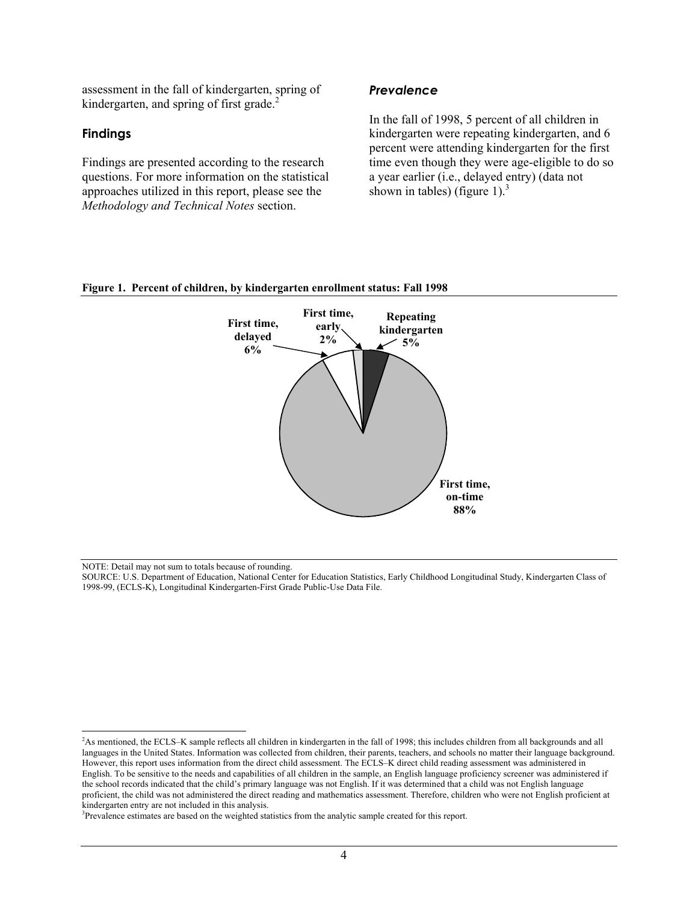assessment in the fall of kindergarten, spring of kindergarten, and spring of first grade.[2]

### Findings

Findings are presented according to the research questions. For more information on the statistical approaches utilized in this report, please see the *Methodology and Technical Notes* section.

#### *Prevalence*

In the fall of 1998, 5 percent of all children in kindergarten were repeating kindergarten, and 6 percent were attending kindergarten for the first time even though they were age-eligible to do so a year earlier (i.e., delayed entry) (data not shown in tables) (figure 1).[3]

**Figure 1. Percent of children, by kindergarten enrollment status: Fall 1998**

First time, delayed 6%
First time, early 2%
Repeating kindergarten 5%
First time, on-time 88%

NOTE: Detail may not sum to totals because of rounding.
SOURCE: U.S. Department of Education, National Center for Education Statistics, Early Childhood Longitudinal Study, Kindergarten Class of 1998-99, (ECLS-K), Longitudinal Kindergarten-First Grade Public-Use Data File.

---

[2]As mentioned, the ECLS–K sample reflects all children in kindergarten in the fall of 1998; this includes children from all backgrounds and all languages in the United States. Information was collected from children, their parents, teachers, and schools no matter their language background. However, this report uses information from the direct child assessment. The ECLS–K direct child reading assessment was administered in English. To be sensitive to the needs and capabilities of all children in the sample, an English language proficiency screener was administered if the school records indicated that the child's primary language was not English. If it was determined that a child was not English language proficient, the child was not administered the direct reading and mathematics assessment. Therefore, children who were not English proficient at kindergarten entry are not included in this analysis.

[3]Prevalence estimates are based on the weighted statistics from the analytic sample created for this report.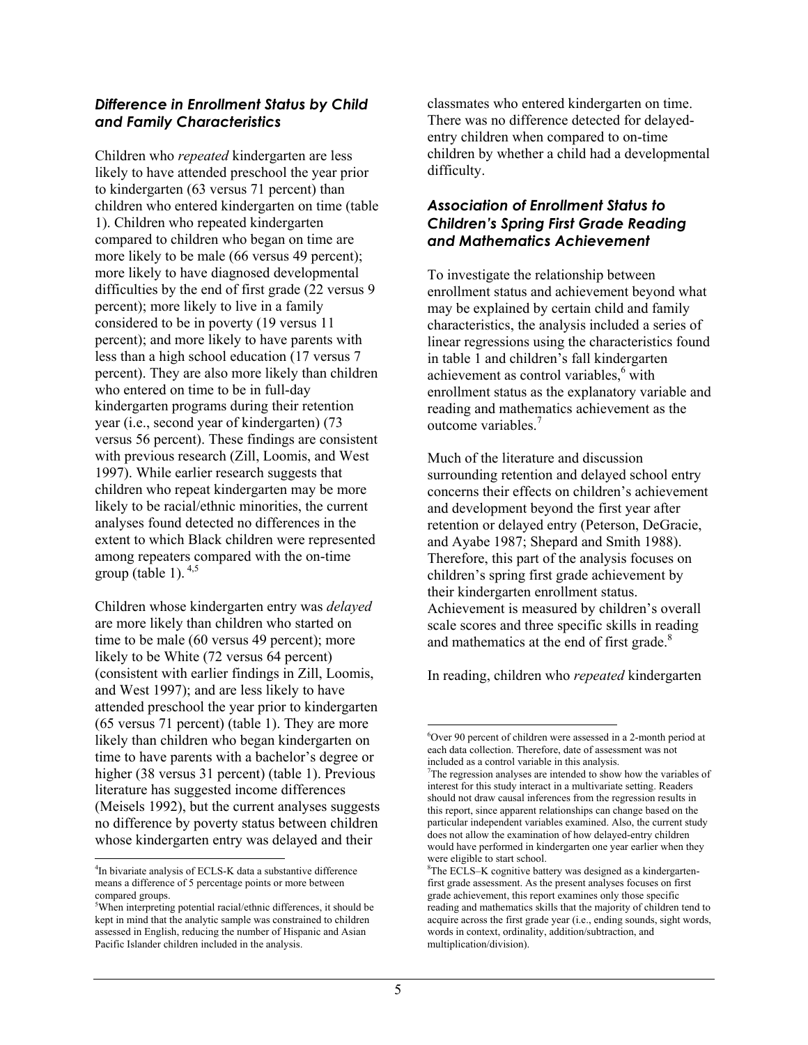### *Difference in Enrollment Status by Child and Family Characteristics*

Children who *repeated* kindergarten are less likely to have attended preschool the year prior to kindergarten (63 versus 71 percent) than children who entered kindergarten on time (table 1). Children who repeated kindergarten compared to children who began on time are more likely to be male (66 versus 49 percent); more likely to have diagnosed developmental difficulties by the end of first grade (22 versus 9 percent); more likely to live in a family considered to be in poverty (19 versus 11 percent); and more likely to have parents with less than a high school education (17 versus 7 percent). They are also more likely than children who entered on time to be in full-day kindergarten programs during their retention year (i.e., second year of kindergarten) (73 versus 56 percent). These findings are consistent with previous research (Zill, Loomis, and West 1997). While earlier research suggests that children who repeat kindergarten may be more likely to be racial/ethnic minorities, the current analyses found detected no differences in the extent to which Black children were represented among repeaters compared with the on-time group (table 1).[4,5]

Children whose kindergarten entry was *delayed* are more likely than children who started on time to be male (60 versus 49 percent); more likely to be White (72 versus 64 percent) (consistent with earlier findings in Zill, Loomis, and West 1997); and are less likely to have attended preschool the year prior to kindergarten (65 versus 71 percent) (table 1). They are more likely than children who began kindergarten on time to have parents with a bachelor's degree or higher (38 versus 31 percent) (table 1). Previous literature has suggested income differences (Meisels 1992), but the current analyses suggests no difference by poverty status between children whose kindergarten entry was delayed and their classmates who entered kindergarten on time. There was no difference detected for delayed-entry children when compared to on-time children by whether a child had a developmental difficulty.

### *Association of Enrollment Status to Children's Spring First Grade Reading and Mathematics Achievement*

To investigate the relationship between enrollment status and achievement beyond what may be explained by certain child and family characteristics, the analysis included a series of linear regressions using the characteristics found in table 1 and children's fall kindergarten achievement as control variables,[6] with enrollment status as the explanatory variable and reading and mathematics achievement as the outcome variables.[7]

Much of the literature and discussion surrounding retention and delayed school entry concerns their effects on children's achievement and development beyond the first year after retention or delayed entry (Peterson, DeGracie, and Ayabe 1987; Shepard and Smith 1988). Therefore, this part of the analysis focuses on children's spring first grade achievement by their kindergarten enrollment status. Achievement is measured by children's overall scale scores and three specific skills in reading and mathematics at the end of first grade.[8]

In reading, children who *repeated* kindergarten

---

[4] In bivariate analysis of ECLS-K data a substantive difference means a difference of 5 percentage points or more between compared groups.

[5] When interpreting potential racial/ethnic differences, it should be kept in mind that the analytic sample was constrained to children assessed in English, reducing the number of Hispanic and Asian Pacific Islander children included in the analysis.

[6] Over 90 percent of children were assessed in a 2-month period at each data collection. Therefore, date of assessment was not included as a control variable in this analysis.

[7] The regression analyses are intended to show how the variables of interest for this study interact in a multivariate setting. Readers should not draw causal inferences from the regression results in this report, since apparent relationships can change based on the particular independent variables examined. Also, the current study does not allow the examination of how delayed-entry children would have performed in kindergarten one year earlier when they were eligible to start school.

[8] The ECLS–K cognitive battery was designed as a kindergarten-first grade assessment. As the present analyses focuses on first grade achievement, this report examines only those specific reading and mathematics skills that the majority of children tend to acquire across the first grade year (i.e., ending sounds, sight words, words in context, ordinality, addition/subtraction, and multiplication/division).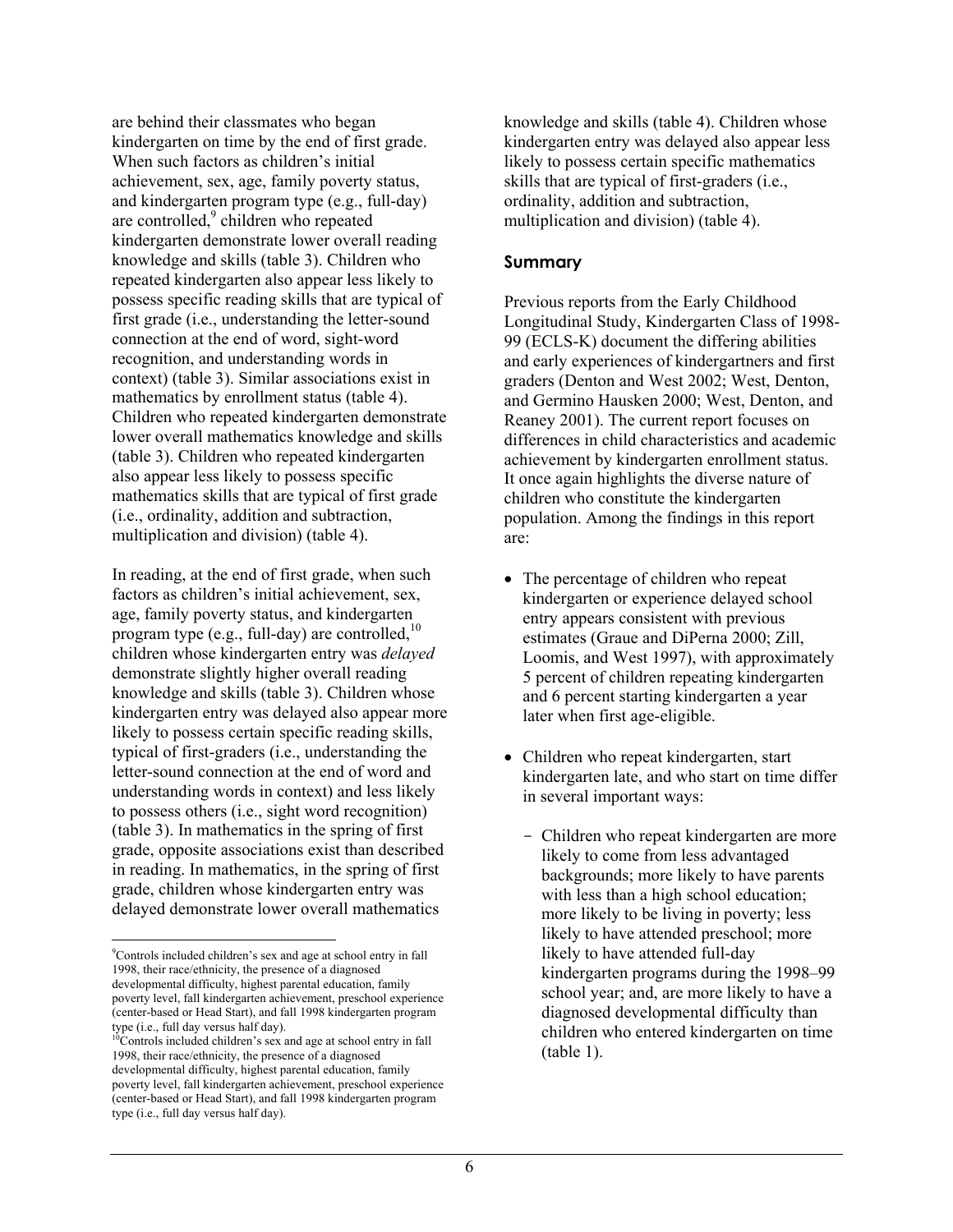are behind their classmates who began kindergarten on time by the end of first grade. When such factors as children's initial achievement, sex, age, family poverty status, and kindergarten program type (e.g., full-day) are controlled,[9] children who repeated kindergarten demonstrate lower overall reading knowledge and skills (table 3). Children who repeated kindergarten also appear less likely to possess specific reading skills that are typical of first grade (i.e., understanding the letter-sound connection at the end of word, sight-word recognition, and understanding words in context) (table 3). Similar associations exist in mathematics by enrollment status (table 4). Children who repeated kindergarten demonstrate lower overall mathematics knowledge and skills (table 3). Children who repeated kindergarten also appear less likely to possess specific mathematics skills that are typical of first grade (i.e., ordinality, addition and subtraction, multiplication and division) (table 4).

In reading, at the end of first grade, when such factors as children's initial achievement, sex, age, family poverty status, and kindergarten program type (e.g., full-day) are controlled,[10] children whose kindergarten entry was *delayed* demonstrate slightly higher overall reading knowledge and skills (table 3). Children whose kindergarten entry was delayed also appear more likely to possess certain specific reading skills, typical of first-graders (i.e., understanding the letter-sound connection at the end of word and understanding words in context) and less likely to possess others (i.e., sight word recognition) (table 3). In mathematics in the spring of first grade, opposite associations exist than described in reading. In mathematics, in the spring of first grade, children whose kindergarten entry was delayed demonstrate lower overall mathematics knowledge and skills (table 4). Children whose kindergarten entry was delayed also appear less likely to possess certain specific mathematics skills that are typical of first-graders (i.e., ordinality, addition and subtraction, multiplication and division) (table 4).

## Summary

Previous reports from the Early Childhood Longitudinal Study, Kindergarten Class of 1998-99 (ECLS-K) document the differing abilities and early experiences of kindergartners and first graders (Denton and West 2002; West, Denton, and Germino Hausken 2000; West, Denton, and Reaney 2001). The current report focuses on differences in child characteristics and academic achievement by kindergarten enrollment status. It once again highlights the diverse nature of children who constitute the kindergarten population. Among the findings in this report are:

- The percentage of children who repeat kindergarten or experience delayed school entry appears consistent with previous estimates (Graue and DiPerna 2000; Zill, Loomis, and West 1997), with approximately 5 percent of children repeating kindergarten and 6 percent starting kindergarten a year later when first age-eligible.

- Children who repeat kindergarten, start kindergarten late, and who start on time differ in several important ways:

  - Children who repeat kindergarten are more likely to come from less advantaged backgrounds; more likely to have parents with less than a high school education; more likely to be living in poverty; less likely to have attended preschool; more likely to have attended full-day kindergarten programs during the 1998–99 school year; and, are more likely to have a diagnosed developmental difficulty than children who entered kindergarten on time (table 1).

[9] Controls included children's sex and age at school entry in fall 1998, their race/ethnicity, the presence of a diagnosed developmental difficulty, highest parental education, family poverty level, fall kindergarten achievement, preschool experience (center-based or Head Start), and fall 1998 kindergarten program type (i.e., full day versus half day).

[10] Controls included children's sex and age at school entry in fall 1998, their race/ethnicity, the presence of a diagnosed developmental difficulty, highest parental education, family poverty level, fall kindergarten achievement, preschool experience (center-based or Head Start), and fall 1998 kindergarten program type (i.e., full day versus half day).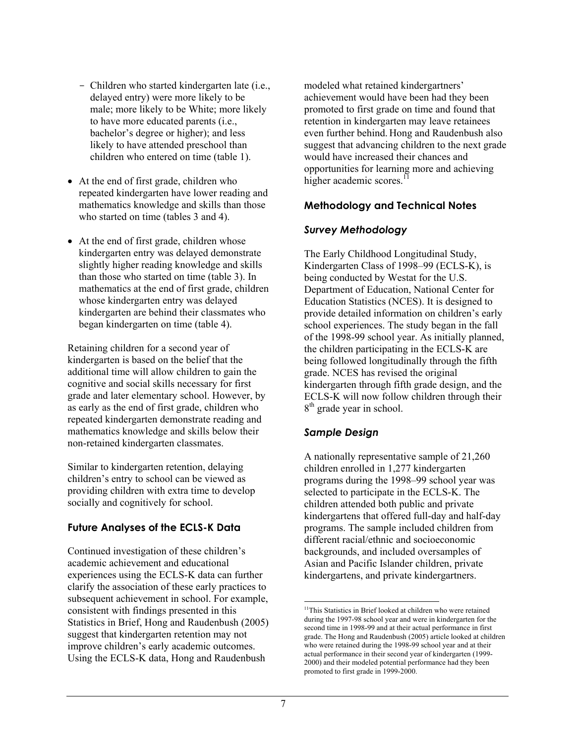- Children who started kindergarten late (i.e., delayed entry) were more likely to be male; more likely to be White; more likely to have more educated parents (i.e., bachelor's degree or higher); and less likely to have attended preschool than children who entered on time (table 1).

- At the end of first grade, children who repeated kindergarten have lower reading and mathematics knowledge and skills than those who started on time (tables 3 and 4).

- At the end of first grade, children whose kindergarten entry was delayed demonstrate slightly higher reading knowledge and skills than those who started on time (table 3). In mathematics at the end of first grade, children whose kindergarten entry was delayed kindergarten are behind their classmates who began kindergarten on time (table 4).

Retaining children for a second year of kindergarten is based on the belief that the additional time will allow children to gain the cognitive and social skills necessary for first grade and later elementary school. However, by as early as the end of first grade, children who repeated kindergarten demonstrate reading and mathematics knowledge and skills below their non-retained kindergarten classmates.

Similar to kindergarten retention, delaying children's entry to school can be viewed as providing children with extra time to develop socially and cognitively for school.

### Future Analyses of the ECLS-K Data

Continued investigation of these children's academic achievement and educational experiences using the ECLS-K data can further clarify the association of these early practices to subsequent achievement in school. For example, consistent with findings presented in this Statistics in Brief, Hong and Raudenbush (2005) suggest that kindergarten retention may not improve children's early academic outcomes. Using the ECLS-K data, Hong and Raudenbush modeled what retained kindergartners' achievement would have been had they been promoted to first grade on time and found that retention in kindergarten may leave retainees even further behind. Hong and Raudenbush also suggest that advancing children to the next grade would have increased their chances and opportunities for learning more and achieving higher academic scores.[11]

### Methodology and Technical Notes

#### *Survey Methodology*

The Early Childhood Longitudinal Study, Kindergarten Class of 1998–99 (ECLS-K), is being conducted by Westat for the U.S. Department of Education, National Center for Education Statistics (NCES). It is designed to provide detailed information on children's early school experiences. The study began in the fall of the 1998-99 school year. As initially planned, the children participating in the ECLS-K are being followed longitudinally through the fifth grade. NCES has revised the original kindergarten through fifth grade design, and the ECLS-K will now follow children through their 8th grade year in school.

#### *Sample Design*

A nationally representative sample of 21,260 children enrolled in 1,277 kindergarten programs during the 1998–99 school year was selected to participate in the ECLS-K. The children attended both public and private kindergartens that offered full-day and half-day programs. The sample included children from different racial/ethnic and socioeconomic backgrounds, and included oversamples of Asian and Pacific Islander children, private kindergartens, and private kindergartners.

---

[11] This Statistics in Brief looked at children who were retained during the 1997-98 school year and were in kindergarten for the second time in 1998-99 and at their actual performance in first grade. The Hong and Raudenbush (2005) article looked at children who were retained during the 1998-99 school year and at their actual performance in their second year of kindergarten (1999-2000) and their modeled potential performance had they been promoted to first grade in 1999-2000.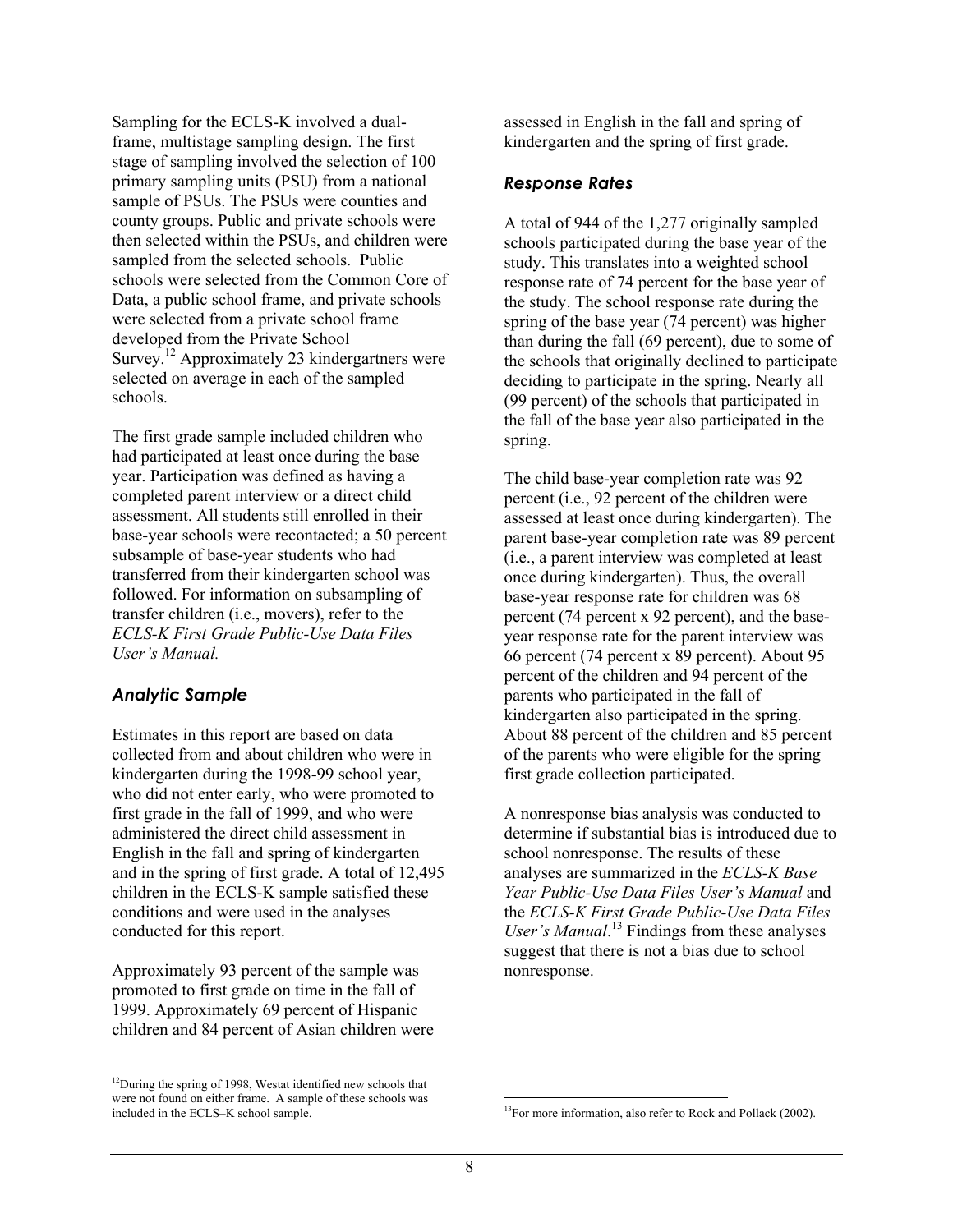Sampling for the ECLS-K involved a dual-frame, multistage sampling design. The first stage of sampling involved the selection of 100 primary sampling units (PSU) from a national sample of PSUs. The PSUs were counties and county groups. Public and private schools were then selected within the PSUs, and children were sampled from the selected schools. Public schools were selected from the Common Core of Data, a public school frame, and private schools were selected from a private school frame developed from the Private School Survey.[12] Approximately 23 kindergartners were selected on average in each of the sampled schools.

The first grade sample included children who had participated at least once during the base year. Participation was defined as having a completed parent interview or a direct child assessment. All students still enrolled in their base-year schools were recontacted; a 50 percent subsample of base-year students who had transferred from their kindergarten school was followed. For information on subsampling of transfer children (i.e., movers), refer to the *ECLS-K First Grade Public-Use Data Files User's Manual.*

### *Analytic Sample*

Estimates in this report are based on data collected from and about children who were in kindergarten during the 1998-99 school year, who did not enter early, who were promoted to first grade in the fall of 1999, and who were administered the direct child assessment in English in the fall and spring of kindergarten and in the spring of first grade. A total of 12,495 children in the ECLS-K sample satisfied these conditions and were used in the analyses conducted for this report.

Approximately 93 percent of the sample was promoted to first grade on time in the fall of 1999. Approximately 69 percent of Hispanic children and 84 percent of Asian children were assessed in English in the fall and spring of kindergarten and the spring of first grade.

### *Response Rates*

A total of 944 of the 1,277 originally sampled schools participated during the base year of the study. This translates into a weighted school response rate of 74 percent for the base year of the study. The school response rate during the spring of the base year (74 percent) was higher than during the fall (69 percent), due to some of the schools that originally declined to participate deciding to participate in the spring. Nearly all (99 percent) of the schools that participated in the fall of the base year also participated in the spring.

The child base-year completion rate was 92 percent (i.e., 92 percent of the children were assessed at least once during kindergarten). The parent base-year completion rate was 89 percent (i.e., a parent interview was completed at least once during kindergarten). Thus, the overall base-year response rate for children was 68 percent (74 percent x 92 percent), and the base-year response rate for the parent interview was 66 percent (74 percent x 89 percent). About 95 percent of the children and 94 percent of the parents who participated in the fall of kindergarten also participated in the spring. About 88 percent of the children and 85 percent of the parents who were eligible for the spring first grade collection participated.

A nonresponse bias analysis was conducted to determine if substantial bias is introduced due to school nonresponse. The results of these analyses are summarized in the *ECLS-K Base Year Public-Use Data Files User's Manual* and the *ECLS-K First Grade Public-Use Data Files User's Manual*.[13] Findings from these analyses suggest that there is not a bias due to school nonresponse.

---

[12] During the spring of 1998, Westat identified new schools that were not found on either frame. A sample of these schools was included in the ECLS–K school sample.

[13] For more information, also refer to Rock and Pollack (2002).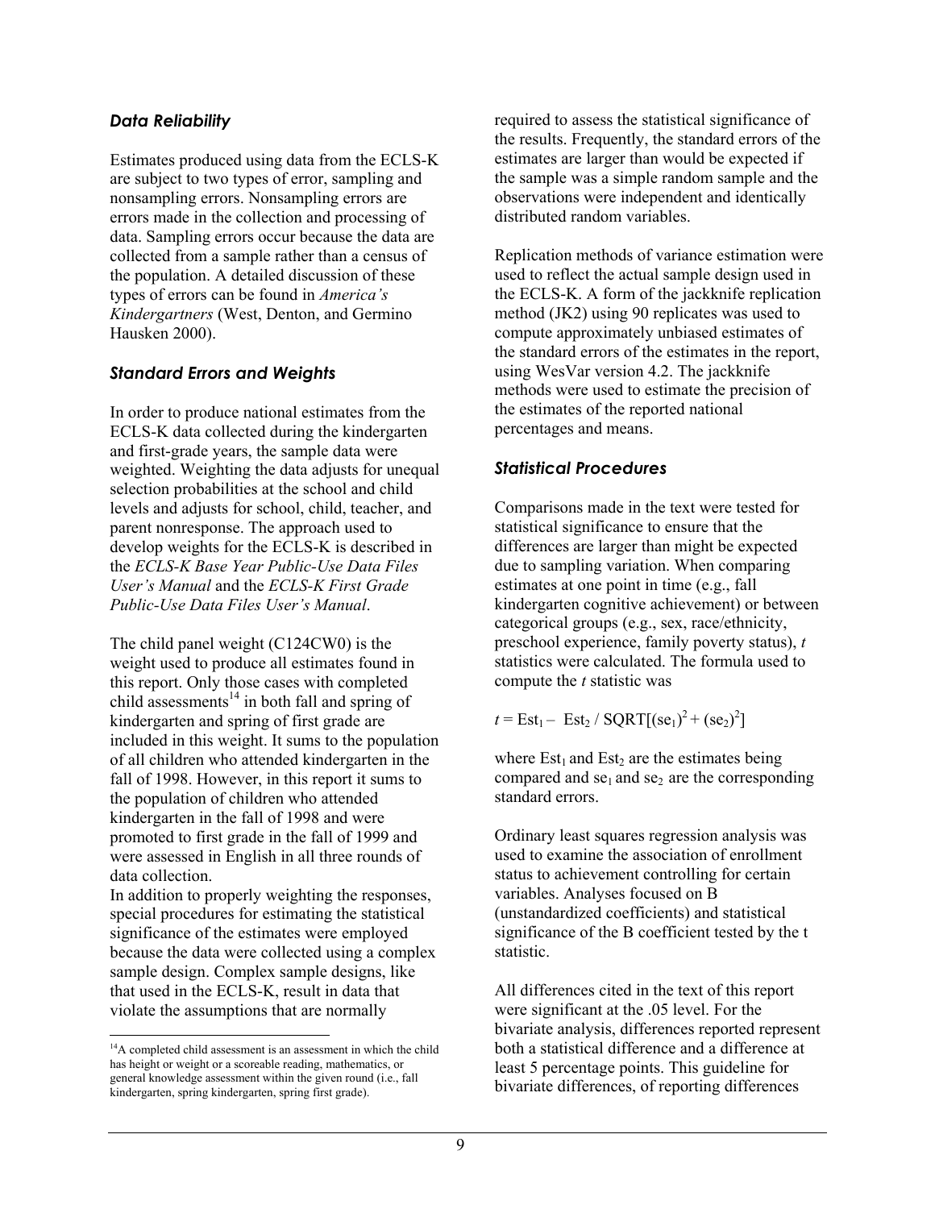### *Data Reliability*

Estimates produced using data from the ECLS-K are subject to two types of error, sampling and nonsampling errors. Nonsampling errors are errors made in the collection and processing of data. Sampling errors occur because the data are collected from a sample rather than a census of the population. A detailed discussion of these types of errors can be found in *America's Kindergartners* (West, Denton, and Germino Hausken 2000).

### *Standard Errors and Weights*

In order to produce national estimates from the ECLS-K data collected during the kindergarten and first-grade years, the sample data were weighted. Weighting the data adjusts for unequal selection probabilities at the school and child levels and adjusts for school, child, teacher, and parent nonresponse. The approach used to develop weights for the ECLS-K is described in the *ECLS-K Base Year Public-Use Data Files User's Manual* and the *ECLS-K First Grade Public-Use Data Files User's Manual*.

The child panel weight (C124CW0) is the weight used to produce all estimates found in this report. Only those cases with completed child assessments[14] in both fall and spring of kindergarten and spring of first grade are included in this weight. It sums to the population of all children who attended kindergarten in the fall of 1998. However, in this report it sums to the population of children who attended kindergarten in the fall of 1998 and were promoted to first grade in the fall of 1999 and were assessed in English in all three rounds of data collection.

In addition to properly weighting the responses, special procedures for estimating the statistical significance of the estimates were employed because the data were collected using a complex sample design. Complex sample designs, like that used in the ECLS-K, result in data that violate the assumptions that are normally required to assess the statistical significance of the results. Frequently, the standard errors of the estimates are larger than would be expected if the sample was a simple random sample and the observations were independent and identically distributed random variables.

Replication methods of variance estimation were used to reflect the actual sample design used in the ECLS-K. A form of the jackknife replication method (JK2) using 90 replicates was used to compute approximately unbiased estimates of the standard errors of the estimates in the report, using WesVar version 4.2. The jackknife methods were used to estimate the precision of the estimates of the reported national percentages and means.

### *Statistical Procedures*

Comparisons made in the text were tested for statistical significance to ensure that the differences are larger than might be expected due to sampling variation. When comparing estimates at one point in time (e.g., fall kindergarten cognitive achievement) or between categorical groups (e.g., sex, race/ethnicity, preschool experience, family poverty status), $t$ statistics were calculated. The formula used to compute the $t$ statistic was

$$t = Est_1 - Est_2 / SQRT[(se_1)^2 + (se_2)^2]$$

where $Est_1$ and $Est_2$ are the estimates being compared and $se_1$ and $se_2$ are the corresponding standard errors.

Ordinary least squares regression analysis was used to examine the association of enrollment status to achievement controlling for certain variables. Analyses focused on B (unstandardized coefficients) and statistical significance of the B coefficient tested by the t statistic.

All differences cited in the text of this report were significant at the .05 level. For the bivariate analysis, differences reported represent both a statistical difference and a difference at least 5 percentage points. This guideline for bivariate differences, of reporting differences

---

[14] A completed child assessment is an assessment in which the child has height or weight or a scoreable reading, mathematics, or general knowledge assessment within the given round (i.e., fall kindergarten, spring kindergarten, spring first grade).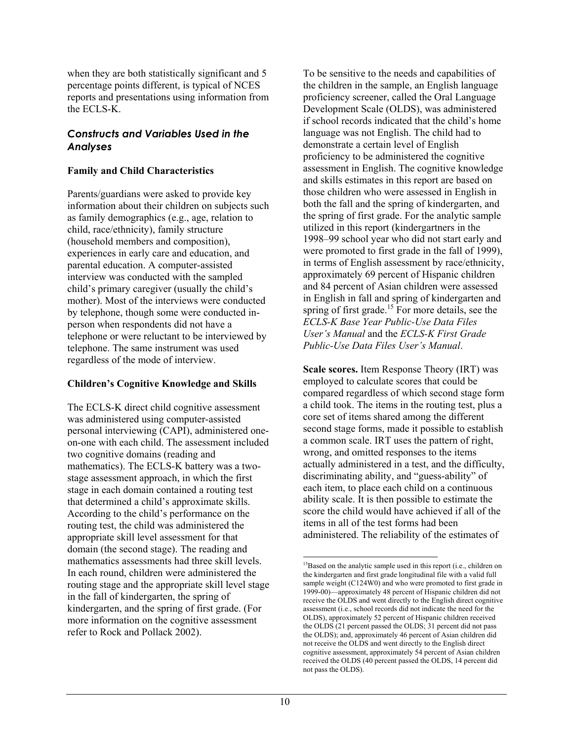when they are both statistically significant and 5 percentage points different, is typical of NCES reports and presentations using information from the ECLS-K.

### *Constructs and Variables Used in the Analyses*

**Family and Child Characteristics**

Parents/guardians were asked to provide key information about their children on subjects such as family demographics (e.g., age, relation to child, race/ethnicity), family structure (household members and composition), experiences in early care and education, and parental education. A computer-assisted interview was conducted with the sampled child's primary caregiver (usually the child's mother). Most of the interviews were conducted by telephone, though some were conducted in-person when respondents did not have a telephone or were reluctant to be interviewed by telephone. The same instrument was used regardless of the mode of interview.

**Children's Cognitive Knowledge and Skills**

The ECLS-K direct child cognitive assessment was administered using computer-assisted personal interviewing (CAPI), administered one-on-one with each child. The assessment included two cognitive domains (reading and mathematics). The ECLS-K battery was a two-stage assessment approach, in which the first stage in each domain contained a routing test that determined a child's approximate skills. According to the child's performance on the routing test, the child was administered the appropriate skill level assessment for that domain (the second stage). The reading and mathematics assessments had three skill levels. In each round, children were administered the routing stage and the appropriate skill level stage in the fall of kindergarten, the spring of kindergarten, and the spring of first grade. (For more information on the cognitive assessment refer to Rock and Pollack 2002).

To be sensitive to the needs and capabilities of the children in the sample, an English language proficiency screener, called the Oral Language Development Scale (OLDS), was administered if school records indicated that the child's home language was not English. The child had to demonstrate a certain level of English proficiency to be administered the cognitive assessment in English. The cognitive knowledge and skills estimates in this report are based on those children who were assessed in English in both the fall and the spring of kindergarten, and the spring of first grade. For the analytic sample utilized in this report (kindergartners in the 1998–99 school year who did not start early and were promoted to first grade in the fall of 1999), in terms of English assessment by race/ethnicity, approximately 69 percent of Hispanic children and 84 percent of Asian children were assessed in English in fall and spring of kindergarten and spring of first grade.[15] For more details, see the *ECLS-K Base Year Public-Use Data Files User's Manual* and the *ECLS-K First Grade Public-Use Data Files User's Manual*.

**Scale scores.** Item Response Theory (IRT) was employed to calculate scores that could be compared regardless of which second stage form a child took. The items in the routing test, plus a core set of items shared among the different second stage forms, made it possible to establish a common scale. IRT uses the pattern of right, wrong, and omitted responses to the items actually administered in a test, and the difficulty, discriminating ability, and "guess-ability" of each item, to place each child on a continuous ability scale. It is then possible to estimate the score the child would have achieved if all of the items in all of the test forms had been administered. The reliability of the estimates of

---

[15]Based on the analytic sample used in this report (i.e., children on the kindergarten and first grade longitudinal file with a valid full sample weight (C124W0) and who were promoted to first grade in 1999-00)—approximately 48 percent of Hispanic children did not receive the OLDS and went directly to the English direct cognitive assessment (i.e., school records did not indicate the need for the OLDS), approximately 52 percent of Hispanic children received the OLDS (21 percent passed the OLDS; 31 percent did not pass the OLDS); and, approximately 46 percent of Asian children did not receive the OLDS and went directly to the English direct cognitive assessment, approximately 54 percent of Asian children received the OLDS (40 percent passed the OLDS, 14 percent did not pass the OLDS).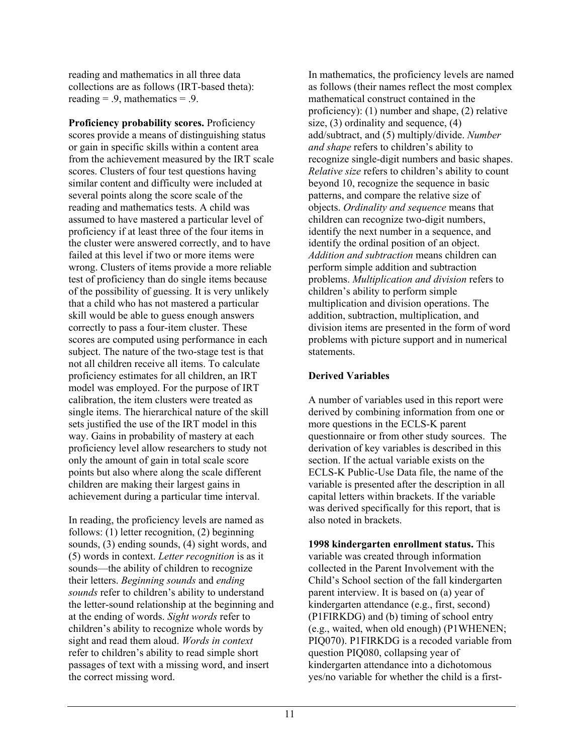reading and mathematics in all three data collections are as follows (IRT-based theta): reading = .9, mathematics = .9.

**Proficiency probability scores.** Proficiency scores provide a means of distinguishing status or gain in specific skills within a content area from the achievement measured by the IRT scale scores. Clusters of four test questions having similar content and difficulty were included at several points along the score scale of the reading and mathematics tests. A child was assumed to have mastered a particular level of proficiency if at least three of the four items in the cluster were answered correctly, and to have failed at this level if two or more items were wrong. Clusters of items provide a more reliable test of proficiency than do single items because of the possibility of guessing. It is very unlikely that a child who has not mastered a particular skill would be able to guess enough answers correctly to pass a four-item cluster. These scores are computed using performance in each subject. The nature of the two-stage test is that not all children receive all items. To calculate proficiency estimates for all children, an IRT model was employed. For the purpose of IRT calibration, the item clusters were treated as single items. The hierarchical nature of the skill sets justified the use of the IRT model in this way. Gains in probability of mastery at each proficiency level allow researchers to study not only the amount of gain in total scale score points but also where along the scale different children are making their largest gains in achievement during a particular time interval.

In reading, the proficiency levels are named as follows: (1) letter recognition, (2) beginning sounds, (3) ending sounds, (4) sight words, and (5) words in context. *Letter recognition* is as it sounds—the ability of children to recognize their letters. *Beginning sounds* and *ending sounds* refer to children's ability to understand the letter-sound relationship at the beginning and at the ending of words. *Sight words* refer to children's ability to recognize whole words by sight and read them aloud. *Words in context* refer to children's ability to read simple short passages of text with a missing word, and insert the correct missing word.

In mathematics, the proficiency levels are named as follows (their names reflect the most complex mathematical construct contained in the proficiency): (1) number and shape, (2) relative size, (3) ordinality and sequence, (4) add/subtract, and (5) multiply/divide. *Number and shape* refers to children's ability to recognize single-digit numbers and basic shapes. *Relative size* refers to children's ability to count beyond 10, recognize the sequence in basic patterns, and compare the relative size of objects. *Ordinality and sequence* means that children can recognize two-digit numbers, identify the next number in a sequence, and identify the ordinal position of an object. *Addition and subtraction* means children can perform simple addition and subtraction problems. *Multiplication and division* refers to children's ability to perform simple multiplication and division operations. The addition, subtraction, multiplication, and division items are presented in the form of word problems with picture support and in numerical statements.

### Derived Variables

A number of variables used in this report were derived by combining information from one or more questions in the ECLS-K parent questionnaire or from other study sources. The derivation of key variables is described in this section. If the actual variable exists on the ECLS-K Public-Use Data file, the name of the variable is presented after the description in all capital letters within brackets. If the variable was derived specifically for this report, that is also noted in brackets.

**1998 kindergarten enrollment status.** This variable was created through information collected in the Parent Involvement with the Child's School section of the fall kindergarten parent interview. It is based on (a) year of kindergarten attendance (e.g., first, second) (P1FIRKDG) and (b) timing of school entry (e.g., waited, when old enough) (P1WHENEN; PIQ070). P1FIRKDG is a recoded variable from question PIQ080, collapsing year of kindergarten attendance into a dichotomous yes/no variable for whether the child is a first-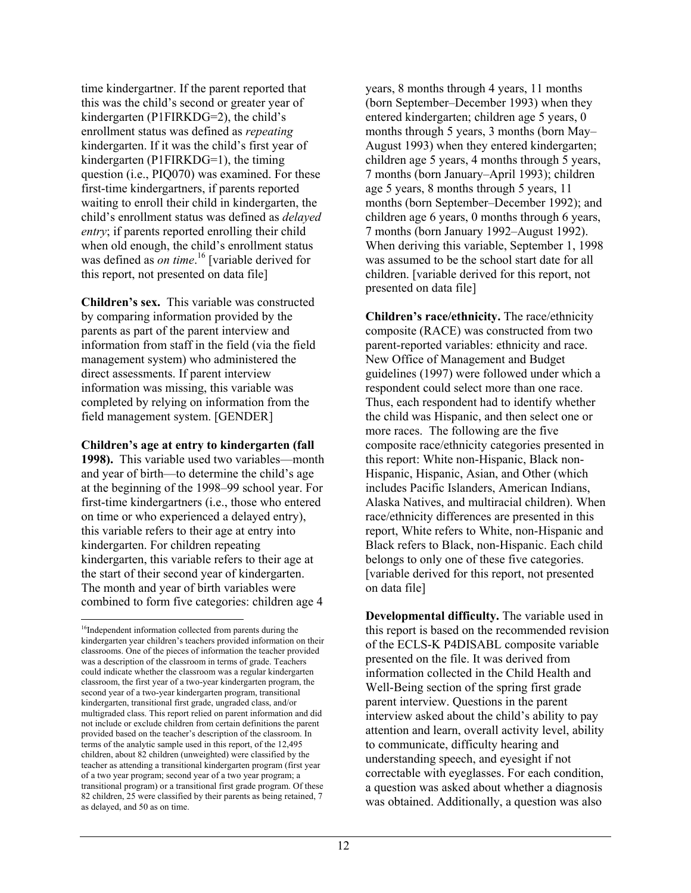time kindergartner. If the parent reported that this was the child's second or greater year of kindergarten (P1FIRKDG=2), the child's enrollment status was defined as *repeating* kindergarten. If it was the child's first year of kindergarten (P1FIRKDG=1), the timing question (i.e., PIQ070) was examined. For these first-time kindergartners, if parents reported waiting to enroll their child in kindergarten, the child's enrollment status was defined as *delayed entry*; if parents reported enrolling their child when old enough, the child's enrollment status was defined as *on time*.[16] [variable derived for this report, not presented on data file]

**Children's sex.** This variable was constructed by comparing information provided by the parents as part of the parent interview and information from staff in the field (via the field management system) who administered the direct assessments. If parent interview information was missing, this variable was completed by relying on information from the field management system. [GENDER]

**Children's age at entry to kindergarten (fall 1998).** This variable used two variables—month and year of birth—to determine the child's age at the beginning of the 1998–99 school year. For first-time kindergartners (i.e., those who entered on time or who experienced a delayed entry), this variable refers to their age at entry into kindergarten. For children repeating kindergarten, this variable refers to their age at the start of their second year of kindergarten. The month and year of birth variables were combined to form five categories: children age 4 years, 8 months through 4 years, 11 months (born September–December 1993) when they entered kindergarten; children age 5 years, 0 months through 5 years, 3 months (born May–August 1993) when they entered kindergarten; children age 5 years, 4 months through 5 years, 7 months (born January–April 1993); children age 5 years, 8 months through 5 years, 11 months (born September–December 1992); and children age 6 years, 0 months through 6 years, 7 months (born January 1992–August 1992). When deriving this variable, September 1, 1998 was assumed to be the school start date for all children. [variable derived for this report, not presented on data file]

**Children's race/ethnicity.** The race/ethnicity composite (RACE) was constructed from two parent-reported variables: ethnicity and race. New Office of Management and Budget guidelines (1997) were followed under which a respondent could select more than one race. Thus, each respondent had to identify whether the child was Hispanic, and then select one or more races. The following are the five composite race/ethnicity categories presented in this report: White non-Hispanic, Black non-Hispanic, Hispanic, Asian, and Other (which includes Pacific Islanders, American Indians, Alaska Natives, and multiracial children). When race/ethnicity differences are presented in this report, White refers to White, non-Hispanic and Black refers to Black, non-Hispanic. Each child belongs to only one of these five categories. [variable derived for this report, not presented on data file]

**Developmental difficulty.** The variable used in this report is based on the recommended revision of the ECLS-K P4DISABL composite variable presented on the file. It was derived from information collected in the Child Health and Well-Being section of the spring first grade parent interview. Questions in the parent interview asked about the child's ability to pay attention and learn, overall activity level, ability to communicate, difficulty hearing and understanding speech, and eyesight if not correctable with eyeglasses. For each condition, a question was asked about whether a diagnosis was obtained. Additionally, a question was also

---

[16] Independent information collected from parents during the kindergarten year children's teachers provided information on their classrooms. One of the pieces of information the teacher provided was a description of the classroom in terms of grade. Teachers could indicate whether the classroom was a regular kindergarten classroom, the first year of a two-year kindergarten program, the second year of a two-year kindergarten program, transitional kindergarten, transitional first grade, ungraded class, and/or multigraded class. This report relied on parent information and did not include or exclude children from certain definitions the parent provided based on the teacher's description of the classroom. In terms of the analytic sample used in this report, of the 12,495 children, about 82 children (unweighted) were classified by the teacher as attending a transitional kindergarten program (first year of a two year program; second year of a two year program; a transitional program) or a transitional first grade program. Of these 82 children, 25 were classified by their parents as being retained, 7 as delayed, and 50 as on time.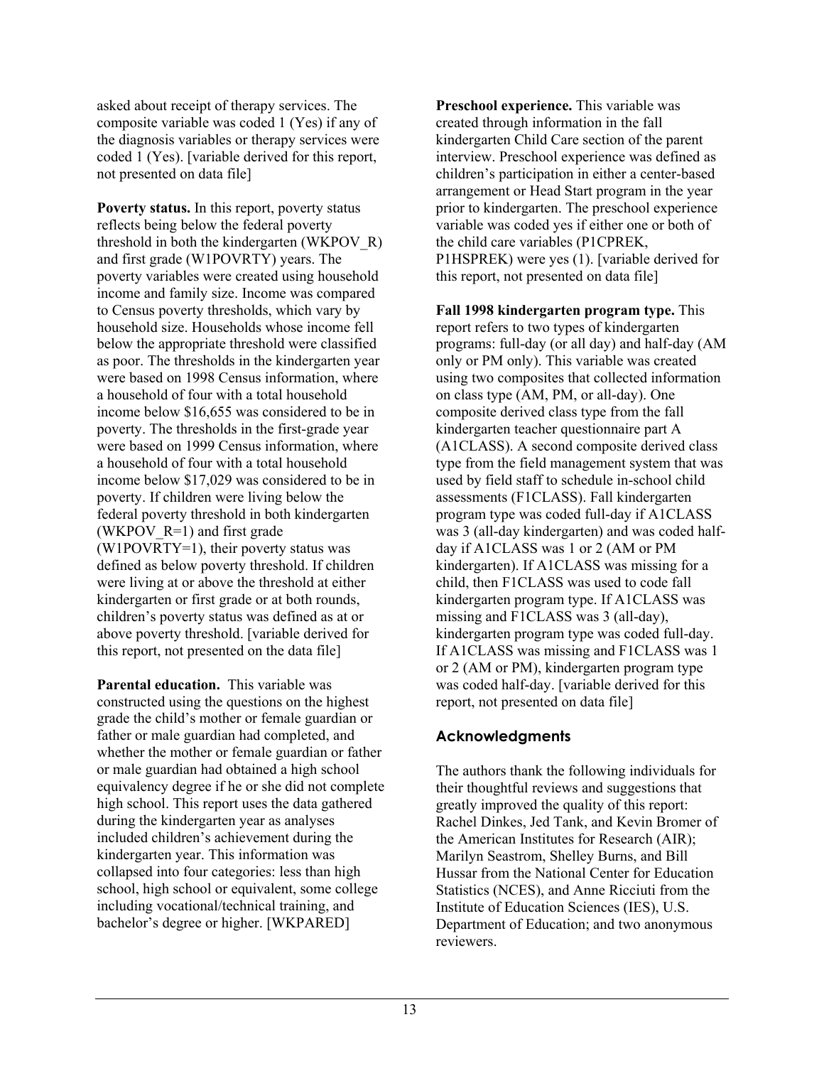asked about receipt of therapy services. The composite variable was coded 1 (Yes) if any of the diagnosis variables or therapy services were coded 1 (Yes). [variable derived for this report, not presented on data file]

**Poverty status.** In this report, poverty status reflects being below the federal poverty threshold in both the kindergarten (WKPOV_R) and first grade (W1POVRTY) years. The poverty variables were created using household income and family size. Income was compared to Census poverty thresholds, which vary by household size. Households whose income fell below the appropriate threshold were classified as poor. The thresholds in the kindergarten year were based on 1998 Census information, where a household of four with a total household income below $16,655 was considered to be in poverty. The thresholds in the first-grade year were based on 1999 Census information, where a household of four with a total household income below $17,029 was considered to be in poverty. If children were living below the federal poverty threshold in both kindergarten (WKPOV_R=1) and first grade (W1POVRTY=1), their poverty status was defined as below poverty threshold. If children were living at or above the threshold at either kindergarten or first grade or at both rounds, children's poverty status was defined as at or above poverty threshold. [variable derived for this report, not presented on the data file]

**Parental education.** This variable was constructed using the questions on the highest grade the child's mother or female guardian or father or male guardian had completed, and whether the mother or female guardian or father or male guardian had obtained a high school equivalency degree if he or she did not complete high school. This report uses the data gathered during the kindergarten year as analyses included children's achievement during the kindergarten year. This information was collapsed into four categories: less than high school, high school or equivalent, some college including vocational/technical training, and bachelor's degree or higher. [WKPARED]

**Preschool experience.** This variable was created through information in the fall kindergarten Child Care section of the parent interview. Preschool experience was defined as children's participation in either a center-based arrangement or Head Start program in the year prior to kindergarten. The preschool experience variable was coded yes if either one or both of the child care variables (P1CPREK, P1HSPREK) were yes (1). [variable derived for this report, not presented on data file]

**Fall 1998 kindergarten program type.** This report refers to two types of kindergarten programs: full-day (or all day) and half-day (AM only or PM only). This variable was created using two composites that collected information on class type (AM, PM, or all-day). One composite derived class type from the fall kindergarten teacher questionnaire part A (A1CLASS). A second composite derived class type from the field management system that was used by field staff to schedule in-school child assessments (F1CLASS). Fall kindergarten program type was coded full-day if A1CLASS was 3 (all-day kindergarten) and was coded half-day if A1CLASS was 1 or 2 (AM or PM kindergarten). If A1CLASS was missing for a child, then F1CLASS was used to code fall kindergarten program type. If A1CLASS was missing and F1CLASS was 3 (all-day), kindergarten program type was coded full-day. If A1CLASS was missing and F1CLASS was 1 or 2 (AM or PM), kindergarten program type was coded half-day. [variable derived for this report, not presented on data file]

## Acknowledgments

The authors thank the following individuals for their thoughtful reviews and suggestions that greatly improved the quality of this report: Rachel Dinkes, Jed Tank, and Kevin Bromer of the American Institutes for Research (AIR); Marilyn Seastrom, Shelley Burns, and Bill Hussar from the National Center for Education Statistics (NCES), and Anne Ricciuti from the Institute of Education Sciences (IES), U.S. Department of Education; and two anonymous reviewers.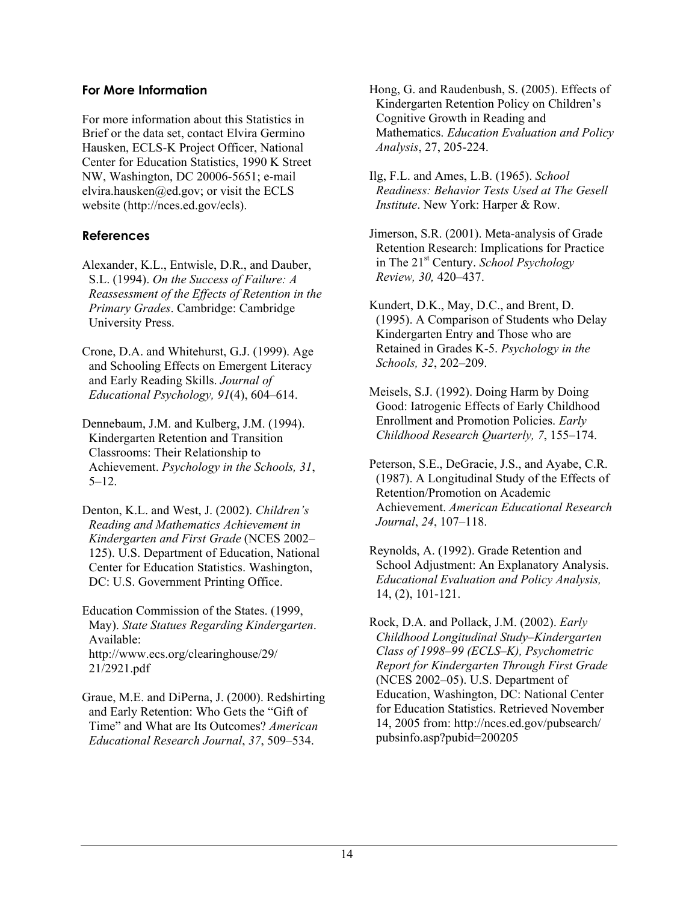## For More Information

For more information about this Statistics in Brief or the data set, contact Elvira Germino Hausken, ECLS-K Project Officer, National Center for Education Statistics, 1990 K Street NW, Washington, DC 20006-5651; e-mail elvira.hausken@ed.gov; or visit the ECLS website (http://nces.ed.gov/ecls).

## References

Alexander, K.L., Entwisle, D.R., and Dauber, S.L. (1994). *On the Success of Failure: A Reassessment of the Effects of Retention in the Primary Grades*. Cambridge: Cambridge University Press.

Crone, D.A. and Whitehurst, G.J. (1999). Age and Schooling Effects on Emergent Literacy and Early Reading Skills. *Journal of Educational Psychology, 91*(4), 604–614.

Dennebaum, J.M. and Kulberg, J.M. (1994). Kindergarten Retention and Transition Classrooms: Their Relationship to Achievement. *Psychology in the Schools, 31*, 5–12.

Denton, K.L. and West, J. (2002). *Children's Reading and Mathematics Achievement in Kindergarten and First Grade* (NCES 2002–125). U.S. Department of Education, National Center for Education Statistics. Washington, DC: U.S. Government Printing Office.

Education Commission of the States. (1999, May). *State Statues Regarding Kindergarten*. Available: http://www.ecs.org/clearinghouse/29/21/2921.pdf

Graue, M.E. and DiPerna, J. (2000). Redshirting and Early Retention: Who Gets the "Gift of Time" and What are Its Outcomes? *American Educational Research Journal*, *37*, 509–534.

Hong, G. and Raudenbush, S. (2005). Effects of Kindergarten Retention Policy on Children's Cognitive Growth in Reading and Mathematics. *Education Evaluation and Policy Analysis*, 27, 205-224.

Ilg, F.L. and Ames, L.B. (1965). *School Readiness: Behavior Tests Used at The Gesell Institute*. New York: Harper & Row.

Jimerson, S.R. (2001). Meta-analysis of Grade Retention Research: Implications for Practice in The 21st Century. *School Psychology Review, 30,* 420–437.

Kundert, D.K., May, D.C., and Brent, D. (1995). A Comparison of Students who Delay Kindergarten Entry and Those who are Retained in Grades K-5. *Psychology in the Schools, 32*, 202–209.

Meisels, S.J. (1992). Doing Harm by Doing Good: Iatrogenic Effects of Early Childhood Enrollment and Promotion Policies. *Early Childhood Research Quarterly, 7*, 155–174.

Peterson, S.E., DeGracie, J.S., and Ayabe, C.R. (1987). A Longitudinal Study of the Effects of Retention/Promotion on Academic Achievement. *American Educational Research Journal*, *24*, 107–118.

Reynolds, A. (1992). Grade Retention and School Adjustment: An Explanatory Analysis. *Educational Evaluation and Policy Analysis,* 14, (2), 101-121.

Rock, D.A. and Pollack, J.M. (2002). *Early Childhood Longitudinal Study–Kindergarten Class of 1998–99 (ECLS–K), Psychometric Report for Kindergarten Through First Grade* (NCES 2002–05). U.S. Department of Education, Washington, DC: National Center for Education Statistics. Retrieved November 14, 2005 from: http://nces.ed.gov/pubsearch/pubsinfo.asp?pubid=200205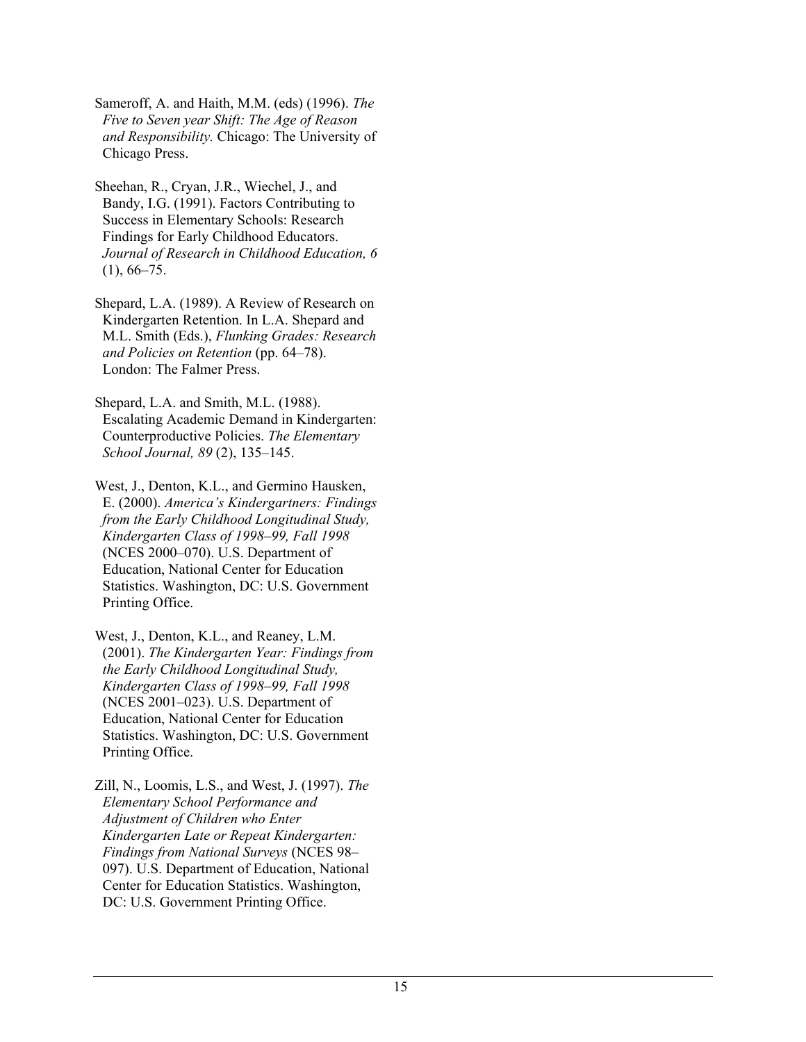Sameroff, A. and Haith, M.M. (eds) (1996). *The Five to Seven year Shift: The Age of Reason and Responsibility.* Chicago: The University of Chicago Press.

Sheehan, R., Cryan, J.R., Wiechel, J., and Bandy, I.G. (1991). Factors Contributing to Success in Elementary Schools: Research Findings for Early Childhood Educators. *Journal of Research in Childhood Education, 6* (1), 66–75.

Shepard, L.A. (1989). A Review of Research on Kindergarten Retention. In L.A. Shepard and M.L. Smith (Eds.), *Flunking Grades: Research and Policies on Retention* (pp. 64–78). London: The Falmer Press.

Shepard, L.A. and Smith, M.L. (1988). Escalating Academic Demand in Kindergarten: Counterproductive Policies. *The Elementary School Journal, 89* (2), 135–145.

West, J., Denton, K.L., and Germino Hausken, E. (2000). *America's Kindergartners: Findings from the Early Childhood Longitudinal Study, Kindergarten Class of 1998–99, Fall 1998* (NCES 2000–070). U.S. Department of Education, National Center for Education Statistics. Washington, DC: U.S. Government Printing Office.

West, J., Denton, K.L., and Reaney, L.M. (2001). *The Kindergarten Year: Findings from the Early Childhood Longitudinal Study, Kindergarten Class of 1998–99, Fall 1998* (NCES 2001–023). U.S. Department of Education, National Center for Education Statistics. Washington, DC: U.S. Government Printing Office.

Zill, N., Loomis, L.S., and West, J. (1997). *The Elementary School Performance and Adjustment of Children who Enter Kindergarten Late or Repeat Kindergarten: Findings from National Surveys* (NCES 98–097). U.S. Department of Education, National Center for Education Statistics. Washington, DC: U.S. Government Printing Office.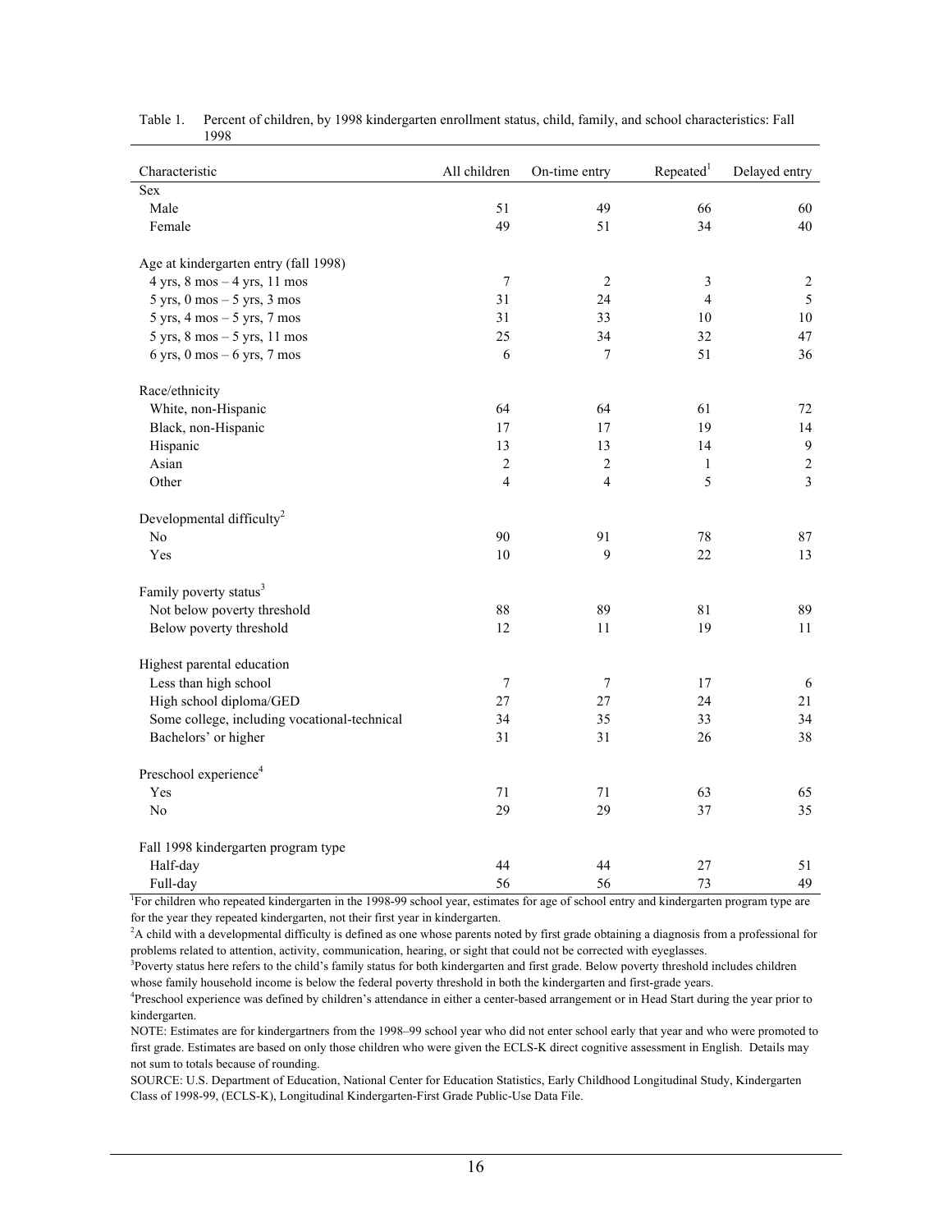Table 1. Percent of children, by 1998 kindergarten enrollment status, child, family, and school characteristics: Fall 1998

| Characteristic | All children | On-time entry | Repeated[1] | Delayed entry |
|---|---|---|---|---|
| **Sex** | | | | |
| Male | 51 | 49 | 66 | 60 |
| Female | 49 | 51 | 34 | 40 |
| **Age at kindergarten entry (fall 1998)** | | | | |
| 4 yrs, 8 mos – 4 yrs, 11 mos | 7 | 2 | 3 | 2 |
| 5 yrs, 0 mos – 5 yrs, 3 mos | 31 | 24 | 4 | 5 |
| 5 yrs, 4 mos – 5 yrs, 7 mos | 31 | 33 | 10 | 10 |
| 5 yrs, 8 mos – 5 yrs, 11 mos | 25 | 34 | 32 | 47 |
| 6 yrs, 0 mos – 6 yrs, 7 mos | 6 | 7 | 51 | 36 |
| **Race/ethnicity** | | | | |
| White, non-Hispanic | 64 | 64 | 61 | 72 |
| Black, non-Hispanic | 17 | 17 | 19 | 14 |
| Hispanic | 13 | 13 | 14 | 9 |
| Asian | 2 | 2 | 1 | 2 |
| Other | 4 | 4 | 5 | 3 |
| **Developmental difficulty[2]** | | | | |
| No | 90 | 91 | 78 | 87 |
| Yes | 10 | 9 | 22 | 13 |
| **Family poverty status[3]** | | | | |
| Not below poverty threshold | 88 | 89 | 81 | 89 |
| Below poverty threshold | 12 | 11 | 19 | 11 |
| **Highest parental education** | | | | |
| Less than high school | 7 | 7 | 17 | 6 |
| High school diploma/GED | 27 | 27 | 24 | 21 |
| Some college, including vocational-technical | 34 | 35 | 33 | 34 |
| Bachelors' or higher | 31 | 31 | 26 | 38 |
| **Preschool experience[4]** | | | | |
| Yes | 71 | 71 | 63 | 65 |
| No | 29 | 29 | 37 | 35 |
| **Fall 1998 kindergarten program type** | | | | |
| Half-day | 44 | 44 | 27 | 51 |
| Full-day | 56 | 56 | 73 | 49 |

[1]For children who repeated kindergarten in the 1998-99 school year, estimates for age of school entry and kindergarten program type are for the year they repeated kindergarten, not their first year in kindergarten.

[2]A child with a developmental difficulty is defined as one whose parents noted by first grade obtaining a diagnosis from a professional for problems related to attention, activity, communication, hearing, or sight that could not be corrected with eyeglasses.

[3]Poverty status here refers to the child's family status for both kindergarten and first grade. Below poverty threshold includes children whose family household income is below the federal poverty threshold in both the kindergarten and first-grade years.

[4]Preschool experience was defined by children's attendance in either a center-based arrangement or in Head Start during the year prior to kindergarten.

NOTE: Estimates are for kindergartners from the 1998–99 school year who did not enter school early that year and who were promoted to first grade. Estimates are based on only those children who were given the ECLS-K direct cognitive assessment in English. Details may not sum to totals because of rounding.

SOURCE: U.S. Department of Education, National Center for Education Statistics, Early Childhood Longitudinal Study, Kindergarten Class of 1998-99, (ECLS-K), Longitudinal Kindergarten-First Grade Public-Use Data File.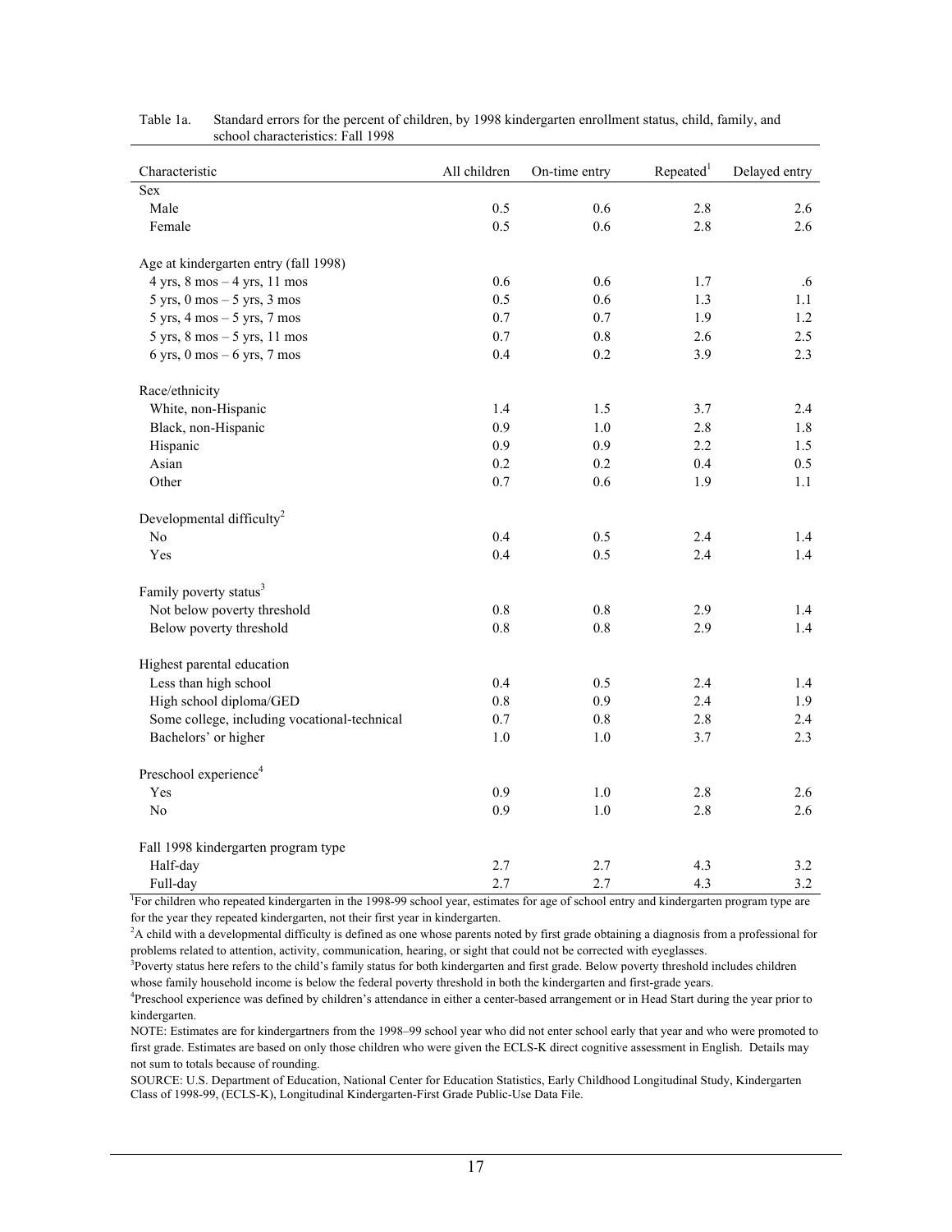Table 1a. Standard errors for the percent of children, by 1998 kindergarten enrollment status, child, family, and school characteristics: Fall 1998

| Characteristic | All children | On-time entry | Repeated[1] | Delayed entry |
|---|---|---|---|---|
| Sex | | | | |
| Male | 0.5 | 0.6 | 2.8 | 2.6 |
| Female | 0.5 | 0.6 | 2.8 | 2.6 |
| | | | | |
| Age at kindergarten entry (fall 1998) | | | | |
| 4 yrs, 8 mos – 4 yrs, 11 mos | 0.6 | 0.6 | 1.7 | .6 |
| 5 yrs, 0 mos – 5 yrs, 3 mos | 0.5 | 0.6 | 1.3 | 1.1 |
| 5 yrs, 4 mos – 5 yrs, 7 mos | 0.7 | 0.7 | 1.9 | 1.2 |
| 5 yrs, 8 mos – 5 yrs, 11 mos | 0.7 | 0.8 | 2.6 | 2.5 |
| 6 yrs, 0 mos – 6 yrs, 7 mos | 0.4 | 0.2 | 3.9 | 2.3 |
| | | | | |
| Race/ethnicity | | | | |
| White, non-Hispanic | 1.4 | 1.5 | 3.7 | 2.4 |
| Black, non-Hispanic | 0.9 | 1.0 | 2.8 | 1.8 |
| Hispanic | 0.9 | 0.9 | 2.2 | 1.5 |
| Asian | 0.2 | 0.2 | 0.4 | 0.5 |
| Other | 0.7 | 0.6 | 1.9 | 1.1 |
| | | | | |
| Developmental difficulty[2] | | | | |
| No | 0.4 | 0.5 | 2.4 | 1.4 |
| Yes | 0.4 | 0.5 | 2.4 | 1.4 |
| | | | | |
| Family poverty status[3] | | | | |
| Not below poverty threshold | 0.8 | 0.8 | 2.9 | 1.4 |
| Below poverty threshold | 0.8 | 0.8 | 2.9 | 1.4 |
| | | | | |
| Highest parental education | | | | |
| Less than high school | 0.4 | 0.5 | 2.4 | 1.4 |
| High school diploma/GED | 0.8 | 0.9 | 2.4 | 1.9 |
| Some college, including vocational-technical | 0.7 | 0.8 | 2.8 | 2.4 |
| Bachelors' or higher | 1.0 | 1.0 | 3.7 | 2.3 |
| | | | | |
| Preschool experience[4] | | | | |
| Yes | 0.9 | 1.0 | 2.8 | 2.6 |
| No | 0.9 | 1.0 | 2.8 | 2.6 |
| | | | | |
| Fall 1998 kindergarten program type | | | | |
| Half-day | 2.7 | 2.7 | 4.3 | 3.2 |
| Full-day | 2.7 | 2.7 | 4.3 | 3.2 |

[1]For children who repeated kindergarten in the 1998-99 school year, estimates for age of school entry and kindergarten program type are for the year they repeated kindergarten, not their first year in kindergarten.

[2]A child with a developmental difficulty is defined as one whose parents noted by first grade obtaining a diagnosis from a professional for problems related to attention, activity, communication, hearing, or sight that could not be corrected with eyeglasses.

[3]Poverty status here refers to the child's family status for both kindergarten and first grade. Below poverty threshold includes children whose family household income is below the federal poverty threshold in both the kindergarten and first-grade years.

[4]Preschool experience was defined by children's attendance in either a center-based arrangement or in Head Start during the year prior to kindergarten.

NOTE: Estimates are for kindergartners from the 1998–99 school year who did not enter school early that year and who were promoted to first grade. Estimates are based on only those children who were given the ECLS-K direct cognitive assessment in English. Details may not sum to totals because of rounding.

SOURCE: U.S. Department of Education, National Center for Education Statistics, Early Childhood Longitudinal Study, Kindergarten Class of 1998-99, (ECLS-K), Longitudinal Kindergarten-First Grade Public-Use Data File.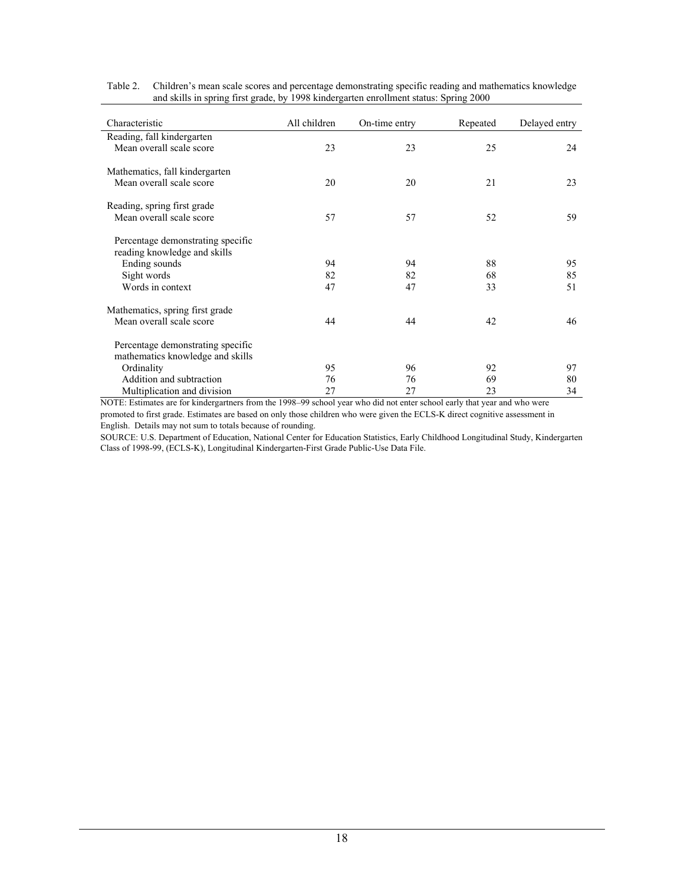Table 2. Children's mean scale scores and percentage demonstrating specific reading and mathematics knowledge and skills in spring first grade, by 1998 kindergarten enrollment status: Spring 2000

| Characteristic | All children | On-time entry | Repeated | Delayed entry |
|---|---|---|---|---|
| Reading, fall kindergarten | | | | |
| Mean overall scale score | 23 | 23 | 25 | 24 |
| Mathematics, fall kindergarten | | | | |
| Mean overall scale score | 20 | 20 | 21 | 23 |
| Reading, spring first grade | | | | |
| Mean overall scale score | 57 | 57 | 52 | 59 |
| Percentage demonstrating specific reading knowledge and skills | | | | |
| Ending sounds | 94 | 94 | 88 | 95 |
| Sight words | 82 | 82 | 68 | 85 |
| Words in context | 47 | 47 | 33 | 51 |
| Mathematics, spring first grade | | | | |
| Mean overall scale score | 44 | 44 | 42 | 46 |
| Percentage demonstrating specific mathematics knowledge and skills | | | | |
| Ordinality | 95 | 96 | 92 | 97 |
| Addition and subtraction | 76 | 76 | 69 | 80 |
| Multiplication and division | 27 | 27 | 23 | 34 |

NOTE: Estimates are for kindergartners from the 1998–99 school year who did not enter school early that year and who were promoted to first grade. Estimates are based on only those children who were given the ECLS-K direct cognitive assessment in English. Details may not sum to totals because of rounding.

SOURCE: U.S. Department of Education, National Center for Education Statistics, Early Childhood Longitudinal Study, Kindergarten Class of 1998-99, (ECLS-K), Longitudinal Kindergarten-First Grade Public-Use Data File.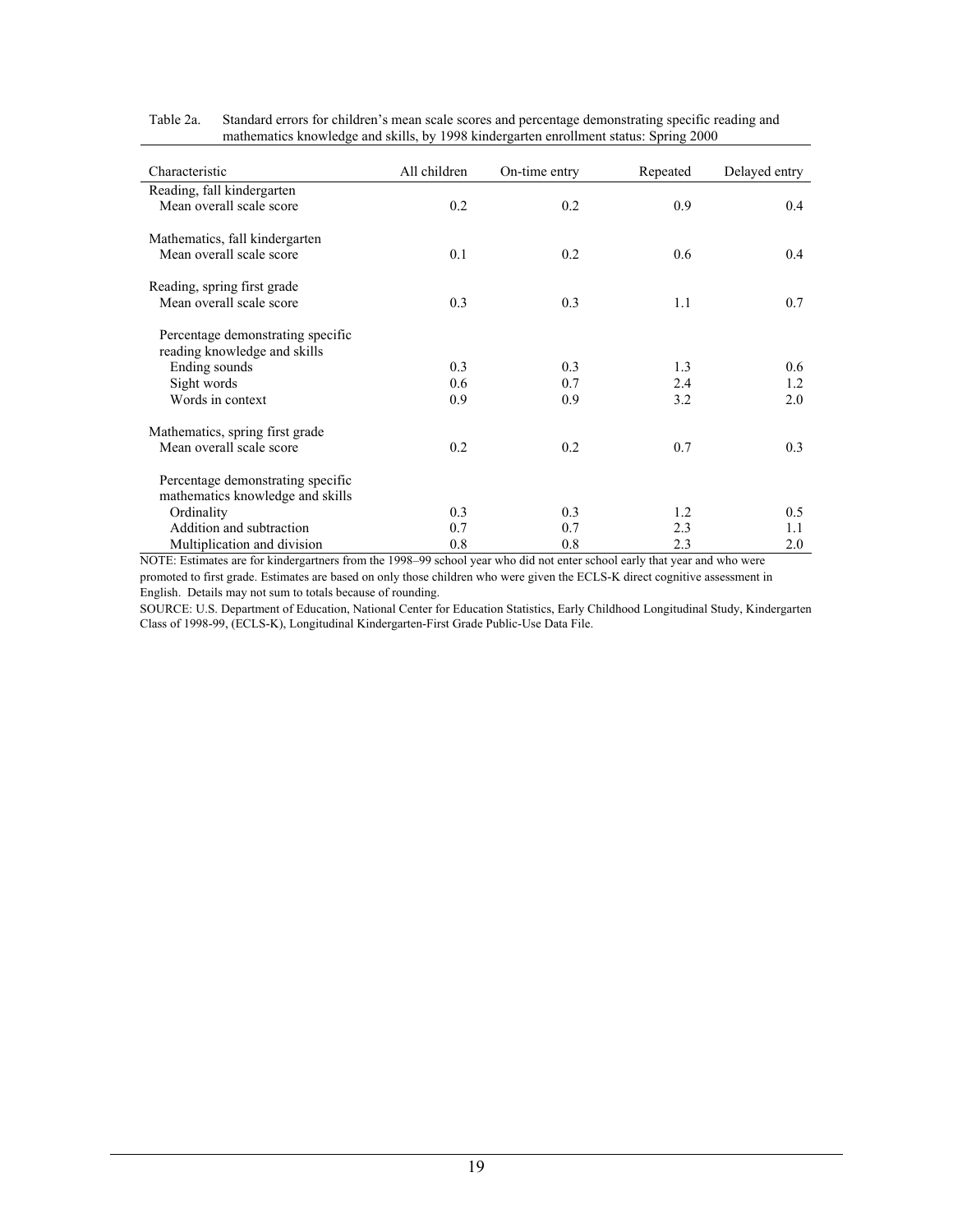Table 2a. Standard errors for children's mean scale scores and percentage demonstrating specific reading and mathematics knowledge and skills, by 1998 kindergarten enrollment status: Spring 2000

| Characteristic | All children | On-time entry | Repeated | Delayed entry |
|---|---|---|---|---|
| Reading, fall kindergarten | | | | |
| Mean overall scale score | 0.2 | 0.2 | 0.9 | 0.4 |
| Mathematics, fall kindergarten | | | | |
| Mean overall scale score | 0.1 | 0.2 | 0.6 | 0.4 |
| Reading, spring first grade | | | | |
| Mean overall scale score | 0.3 | 0.3 | 1.1 | 0.7 |
| Percentage demonstrating specific reading knowledge and skills | | | | |
| Ending sounds | 0.3 | 0.3 | 1.3 | 0.6 |
| Sight words | 0.6 | 0.7 | 2.4 | 1.2 |
| Words in context | 0.9 | 0.9 | 3.2 | 2.0 |
| Mathematics, spring first grade | | | | |
| Mean overall scale score | 0.2 | 0.2 | 0.7 | 0.3 |
| Percentage demonstrating specific mathematics knowledge and skills | | | | |
| Ordinality | 0.3 | 0.3 | 1.2 | 0.5 |
| Addition and subtraction | 0.7 | 0.7 | 2.3 | 1.1 |
| Multiplication and division | 0.8 | 0.8 | 2.3 | 2.0 |

NOTE: Estimates are for kindergartners from the 1998–99 school year who did not enter school early that year and who were promoted to first grade. Estimates are based on only those children who were given the ECLS-K direct cognitive assessment in English. Details may not sum to totals because of rounding.

SOURCE: U.S. Department of Education, National Center for Education Statistics, Early Childhood Longitudinal Study, Kindergarten Class of 1998-99, (ECLS-K), Longitudinal Kindergarten-First Grade Public-Use Data File.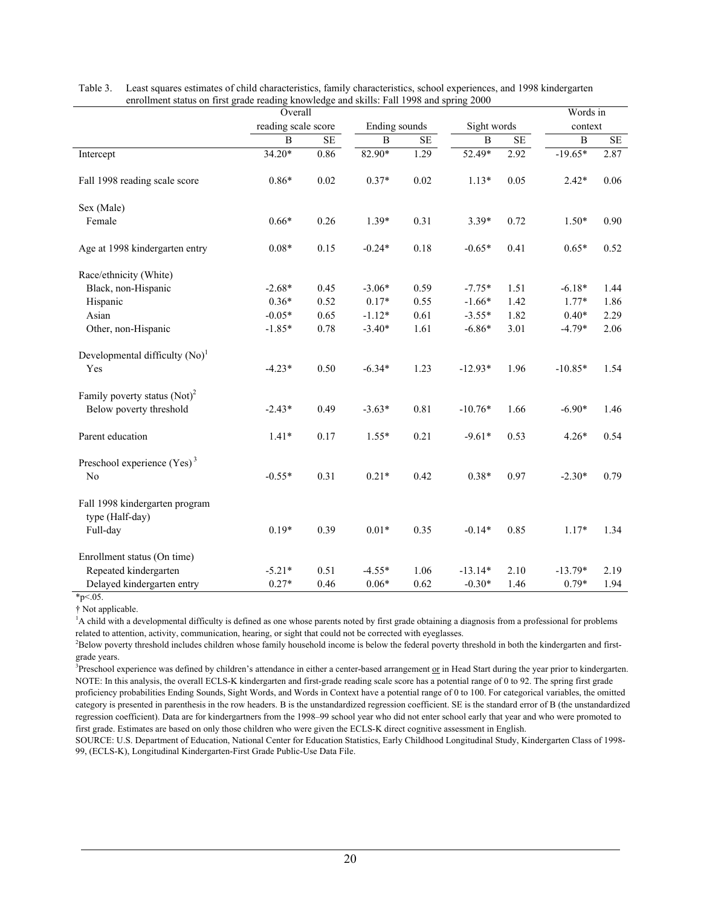Table 3. Least squares estimates of child characteristics, family characteristics, school experiences, and 1998 kindergarten enrollment status on first grade reading knowledge and skills: Fall 1998 and spring 2000

| | Overall reading scale score | | Ending sounds | | Sight words | | Words in context | |
|---|---|---|---|---|---|---|---|---|
| | B | SE | B | SE | B | SE | B | SE |
| Intercept | 34.20* | 0.86 | 82.90* | 1.29 | 52.49* | 2.92 | -19.65* | 2.87 |
| Fall 1998 reading scale score | 0.86* | 0.02 | 0.37* | 0.02 | 1.13* | 0.05 | 2.42* | 0.06 |
| Sex (Male) | | | | | | | | |
| Female | 0.66* | 0.26 | 1.39* | 0.31 | 3.39* | 0.72 | 1.50* | 0.90 |
| Age at 1998 kindergarten entry | 0.08* | 0.15 | -0.24* | 0.18 | -0.65* | 0.41 | 0.65* | 0.52 |
| Race/ethnicity (White) | | | | | | | | |
| Black, non-Hispanic | -2.68* | 0.45 | -3.06* | 0.59 | -7.75* | 1.51 | -6.18* | 1.44 |
| Hispanic | 0.36* | 0.52 | 0.17* | 0.55 | -1.66* | 1.42 | 1.77* | 1.86 |
| Asian | -0.05* | 0.65 | -1.12* | 0.61 | -3.55* | 1.82 | 0.40* | 2.29 |
| Other, non-Hispanic | -1.85* | 0.78 | -3.40* | 1.61 | -6.86* | 3.01 | -4.79* | 2.06 |
| Developmental difficulty (No)[1] | | | | | | | | |
| Yes | -4.23* | 0.50 | -6.34* | 1.23 | -12.93* | 1.96 | -10.85* | 1.54 |
| Family poverty status (Not)[2] | | | | | | | | |
| Below poverty threshold | -2.43* | 0.49 | -3.63* | 0.81 | -10.76* | 1.66 | -6.90* | 1.46 |
| Parent education | 1.41* | 0.17 | 1.55* | 0.21 | -9.61* | 0.53 | 4.26* | 0.54 |
| Preschool experience (Yes)[3] | | | | | | | | |
| No | -0.55* | 0.31 | 0.21* | 0.42 | 0.38* | 0.97 | -2.30* | 0.79 |
| Fall 1998 kindergarten program type (Half-day) | | | | | | | | |
| Full-day | 0.19* | 0.39 | 0.01* | 0.35 | -0.14* | 0.85 | 1.17* | 1.34 |
| Enrollment status (On time) | | | | | | | | |
| Repeated kindergarten | -5.21* | 0.51 | -4.55* | 1.06 | -13.14* | 2.10 | -13.79* | 2.19 |
| Delayed kindergarten entry | 0.27* | 0.46 | 0.06* | 0.62 | -0.30* | 1.46 | 0.79* | 1.94 |

*$p<.05$.

† Not applicable.

[1]A child with a developmental difficulty is defined as one whose parents noted by first grade obtaining a diagnosis from a professional for problems related to attention, activity, communication, hearing, or sight that could not be corrected with eyeglasses.

[2]Below poverty threshold includes children whose family household income is below the federal poverty threshold in both the kindergarten and first-grade years.

[3]Preschool experience was defined by children's attendance in either a center-based arrangement or in Head Start during the year prior to kindergarten.

NOTE: In this analysis, the overall ECLS-K kindergarten and first-grade reading scale score has a potential range of 0 to 92. The spring first grade proficiency probabilities Ending Sounds, Sight Words, and Words in Context have a potential range of 0 to 100. For categorical variables, the omitted category is presented in parenthesis in the row headers. B is the unstandardized regression coefficient. SE is the standard error of B (the unstandardized regression coefficient). Data are for kindergartners from the 1998–99 school year who did not enter school early that year and who were promoted to first grade. Estimates are based on only those children who were given the ECLS-K direct cognitive assessment in English.

SOURCE: U.S. Department of Education, National Center for Education Statistics, Early Childhood Longitudinal Study, Kindergarten Class of 1998-99, (ECLS-K), Longitudinal Kindergarten-First Grade Public-Use Data File.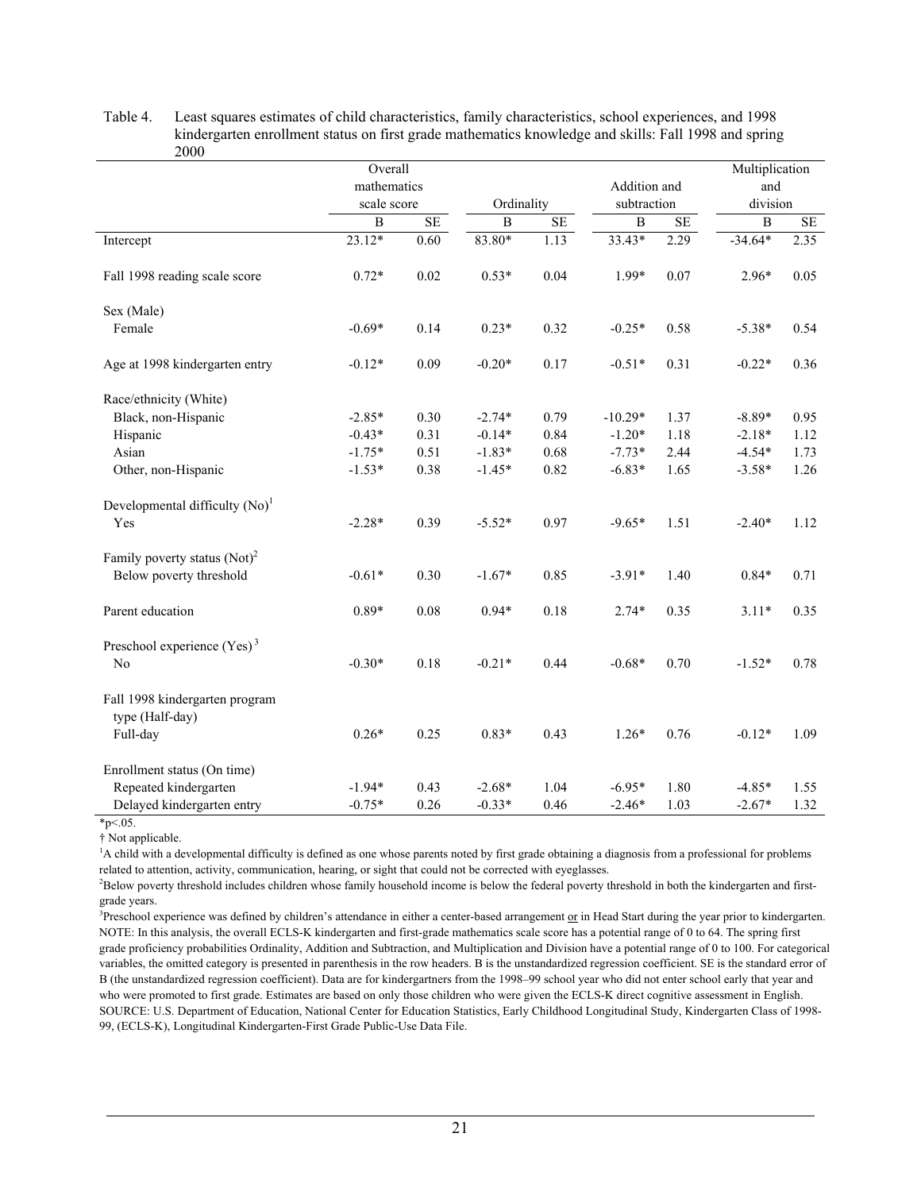Table 4. Least squares estimates of child characteristics, family characteristics, school experiences, and 1998 kindergarten enrollment status on first grade mathematics knowledge and skills: Fall 1998 and spring 2000

| | Overall mathematics scale score | | Ordinality | | Addition and subtraction | | Multiplication and division | |
|---|---|---|---|---|---|---|---|---|
| | B | SE | B | SE | B | SE | B | SE |
| Intercept | 23.12* | 0.60 | 83.80* | 1.13 | 33.43* | 2.29 | -34.64* | 2.35 |
| Fall 1998 reading scale score | 0.72* | 0.02 | 0.53* | 0.04 | 1.99* | 0.07 | 2.96* | 0.05 |
| Sex (Male) | | | | | | | | |
| Female | -0.69* | 0.14 | 0.23* | 0.32 | -0.25* | 0.58 | -5.38* | 0.54 |
| Age at 1998 kindergarten entry | -0.12* | 0.09 | -0.20* | 0.17 | -0.51* | 0.31 | -0.22* | 0.36 |
| Race/ethnicity (White) | | | | | | | | |
| Black, non-Hispanic | -2.85* | 0.30 | -2.74* | 0.79 | -10.29* | 1.37 | -8.89* | 0.95 |
| Hispanic | -0.43* | 0.31 | -0.14* | 0.84 | -1.20* | 1.18 | -2.18* | 1.12 |
| Asian | -1.75* | 0.51 | -1.83* | 0.68 | -7.73* | 2.44 | -4.54* | 1.73 |
| Other, non-Hispanic | -1.53* | 0.38 | -1.45* | 0.82 | -6.83* | 1.65 | -3.58* | 1.26 |
| Developmental difficulty (No)[1] | | | | | | | | |
| Yes | -2.28* | 0.39 | -5.52* | 0.97 | -9.65* | 1.51 | -2.40* | 1.12 |
| Family poverty status (Not)[2] | | | | | | | | |
| Below poverty threshold | -0.61* | 0.30 | -1.67* | 0.85 | -3.91* | 1.40 | 0.84* | 0.71 |
| Parent education | 0.89* | 0.08 | 0.94* | 0.18 | 2.74* | 0.35 | 3.11* | 0.35 |
| Preschool experience (Yes)[3] | | | | | | | | |
| No | -0.30* | 0.18 | -0.21* | 0.44 | -0.68* | 0.70 | -1.52* | 0.78 |
| Fall 1998 kindergarten program type (Half-day) | | | | | | | | |
| Full-day | 0.26* | 0.25 | 0.83* | 0.43 | 1.26* | 0.76 | -0.12* | 1.09 |
| Enrollment status (On time) | | | | | | | | |
| Repeated kindergarten | -1.94* | 0.43 | -2.68* | 1.04 | -6.95* | 1.80 | -4.85* | 1.55 |
| Delayed kindergarten entry | -0.75* | 0.26 | -0.33* | 0.46 | -2.46* | 1.03 | -2.67* | 1.32 |

*$p<.05$.

† Not applicable.

[1]A child with a developmental difficulty is defined as one whose parents noted by first grade obtaining a diagnosis from a professional for problems related to attention, activity, communication, hearing, or sight that could not be corrected with eyeglasses.

[2]Below poverty threshold includes children whose family household income is below the federal poverty threshold in both the kindergarten and first-grade years.

[3]Preschool experience was defined by children's attendance in either a center-based arrangement or in Head Start during the year prior to kindergarten.

NOTE: In this analysis, the overall ECLS-K kindergarten and first-grade mathematics scale score has a potential range of 0 to 64. The spring first grade proficiency probabilities Ordinality, Addition and Subtraction, and Multiplication and Division have a potential range of 0 to 100. For categorical variables, the omitted category is presented in parenthesis in the row headers. B is the unstandardized regression coefficient. SE is the standard error of B (the unstandardized regression coefficient). Data are for kindergartners from the 1998–99 school year who did not enter school early that year and who were promoted to first grade. Estimates are based on only those children who were given the ECLS-K direct cognitive assessment in English.

SOURCE: U.S. Department of Education, National Center for Education Statistics, Early Childhood Longitudinal Study, Kindergarten Class of 1998-99, (ECLS-K), Longitudinal Kindergarten-First Grade Public-Use Data File.